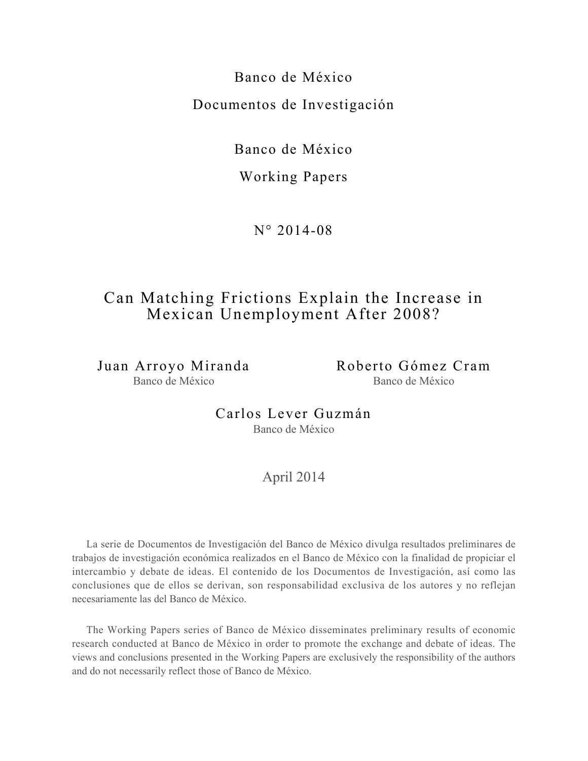Banco de México

Documentos de Investigación

Banco de México

Working Papers

N° 2014-08

# Can Matching Frictions Explain the Increase in Mexican Unemployment After 2008?

Juan Arroyo Miranda
Banco de México

Roberto Gómez Cram
Banco de México

Carlos Lever Guzmán
Banco de México

April 2014

La serie de Documentos de Investigación del Banco de México divulga resultados preliminares de trabajos de investigación económica realizados en el Banco de México con la finalidad de propiciar el intercambio y debate de ideas. El contenido de los Documentos de Investigación, así como las conclusiones que de ellos se derivan, son responsabilidad exclusiva de los autores y no reflejan necesariamente las del Banco de México.

The Working Papers series of Banco de México disseminates preliminary results of economic research conducted at Banco de México in order to promote the exchange and debate of ideas. The views and conclusions presented in the Working Papers are exclusively the responsibility of the authors and do not necessarily reflect those of Banco de México.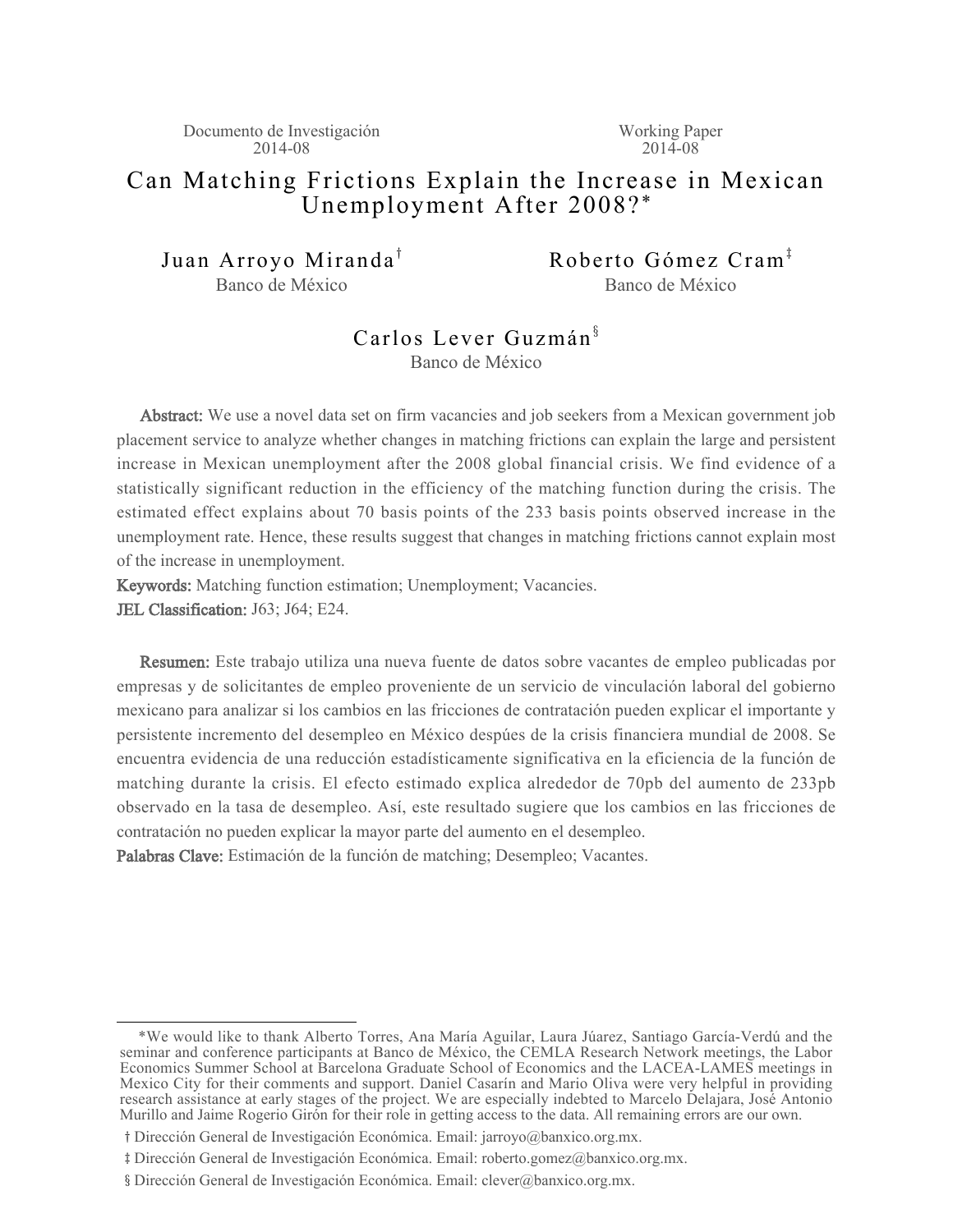Documento de Investigación 2014-08

Working Paper 2014-08

# Can Matching Frictions Explain the Increase in Mexican Unemployment After 2008?*

Juan Arroyo Miranda[†]
Banco de México

Roberto Gómez Cram[‡]
Banco de México

Carlos Lever Guzmán[§]
Banco de México

**Abstract:** We use a novel data set on firm vacancies and job seekers from a Mexican government job placement service to analyze whether changes in matching frictions can explain the large and persistent increase in Mexican unemployment after the 2008 global financial crisis. We find evidence of a statistically significant reduction in the efficiency of the matching function during the crisis. The estimated effect explains about 70 basis points of the 233 basis points observed increase in the unemployment rate. Hence, these results suggest that changes in matching frictions cannot explain most of the increase in unemployment.

**Keywords:** Matching function estimation; Unemployment; Vacancies.

**JEL Classification:** J63; J64; E24.

**Resumen:** Este trabajo utiliza una nueva fuente de datos sobre vacantes de empleo publicadas por empresas y de solicitantes de empleo proveniente de un servicio de vinculación laboral del gobierno mexicano para analizar si los cambios en las fricciones de contratación pueden explicar el importante y persistente incremento del desempleo en México después de la crisis financiera mundial de 2008. Se encuentra evidencia de una reducción estadísticamente significativa en la eficiencia de la función de matching durante la crisis. El efecto estimado explica alrededor de 70pb del aumento de 233pb observado en la tasa de desempleo. Así, este resultado sugiere que los cambios en las fricciones de contratación no pueden explicar la mayor parte del aumento en el desempleo.

**Palabras Clave:** Estimación de la función de matching; Desempleo; Vacantes.

---

*We would like to thank Alberto Torres, Ana María Aguilar, Laura Júarez, Santiago García-Verdú and the seminar and conference participants at Banco de México, the CEMLA Research Network meetings, the Labor Economics Summer School at Barcelona Graduate School of Economics and the LACEA-LAMES meetings in Mexico City for their comments and support. Daniel Casarín and Mario Oliva were very helpful in providing research assistance at early stages of the project. We are especially indebted to Marcelo Delajara, José Antonio Murillo and Jaime Rogerio Girón for their role in getting access to the data. All remaining errors are our own.

† Dirección General de Investigación Económica. Email: jarroyo@banxico.org.mx.

‡ Dirección General de Investigación Económica. Email: roberto.gomez@banxico.org.mx.

§ Dirección General de Investigación Económica. Email: clever@banxico.org.mx.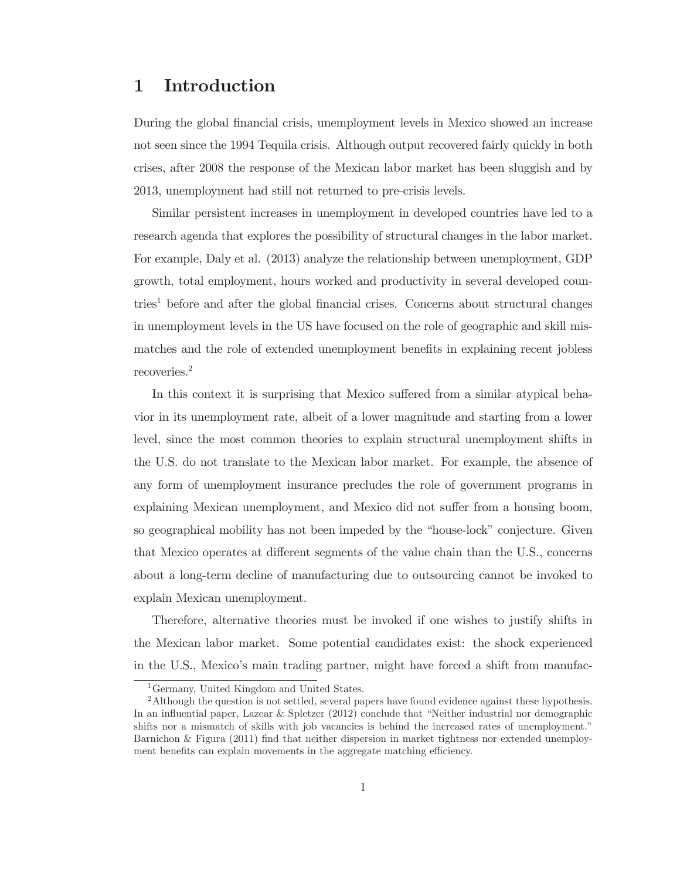# 1 Introduction

During the global financial crisis, unemployment levels in Mexico showed an increase not seen since the 1994 Tequila crisis. Although output recovered fairly quickly in both crises, after 2008 the response of the Mexican labor market has been sluggish and by 2013, unemployment had still not returned to pre-crisis levels.

Similar persistent increases in unemployment in developed countries have led to a research agenda that explores the possibility of structural changes in the labor market. For example, Daly et al. (2013) analyze the relationship between unemployment, GDP growth, total employment, hours worked and productivity in several developed countries[1] before and after the global financial crises. Concerns about structural changes in unemployment levels in the US have focused on the role of geographic and skill mismatches and the role of extended unemployment benefits in explaining recent jobless recoveries.[2]

In this context it is surprising that Mexico suffered from a similar atypical behavior in its unemployment rate, albeit of a lower magnitude and starting from a lower level, since the most common theories to explain structural unemployment shifts in the U.S. do not translate to the Mexican labor market. For example, the absence of any form of unemployment insurance precludes the role of government programs in explaining Mexican unemployment, and Mexico did not suffer from a housing boom, so geographical mobility has not been impeded by the "house-lock" conjecture. Given that Mexico operates at different segments of the value chain than the U.S., concerns about a long-term decline of manufacturing due to outsourcing cannot be invoked to explain Mexican unemployment.

Therefore, alternative theories must be invoked if one wishes to justify shifts in the Mexican labor market. Some potential candidates exist: the shock experienced in the U.S., Mexico's main trading partner, might have forced a shift from manufac-

[1] Germany, United Kingdom and United States.

[2] Although the question is not settled, several papers have found evidence against these hypothesis. In an influential paper, Lazear & Spletzer (2012) conclude that "Neither industrial nor demographic shifts nor a mismatch of skills with job vacancies is behind the increased rates of unemployment." Barnichon & Figura (2011) find that neither dispersion in market tightness nor extended unemployment benefits can explain movements in the aggregate matching efficiency.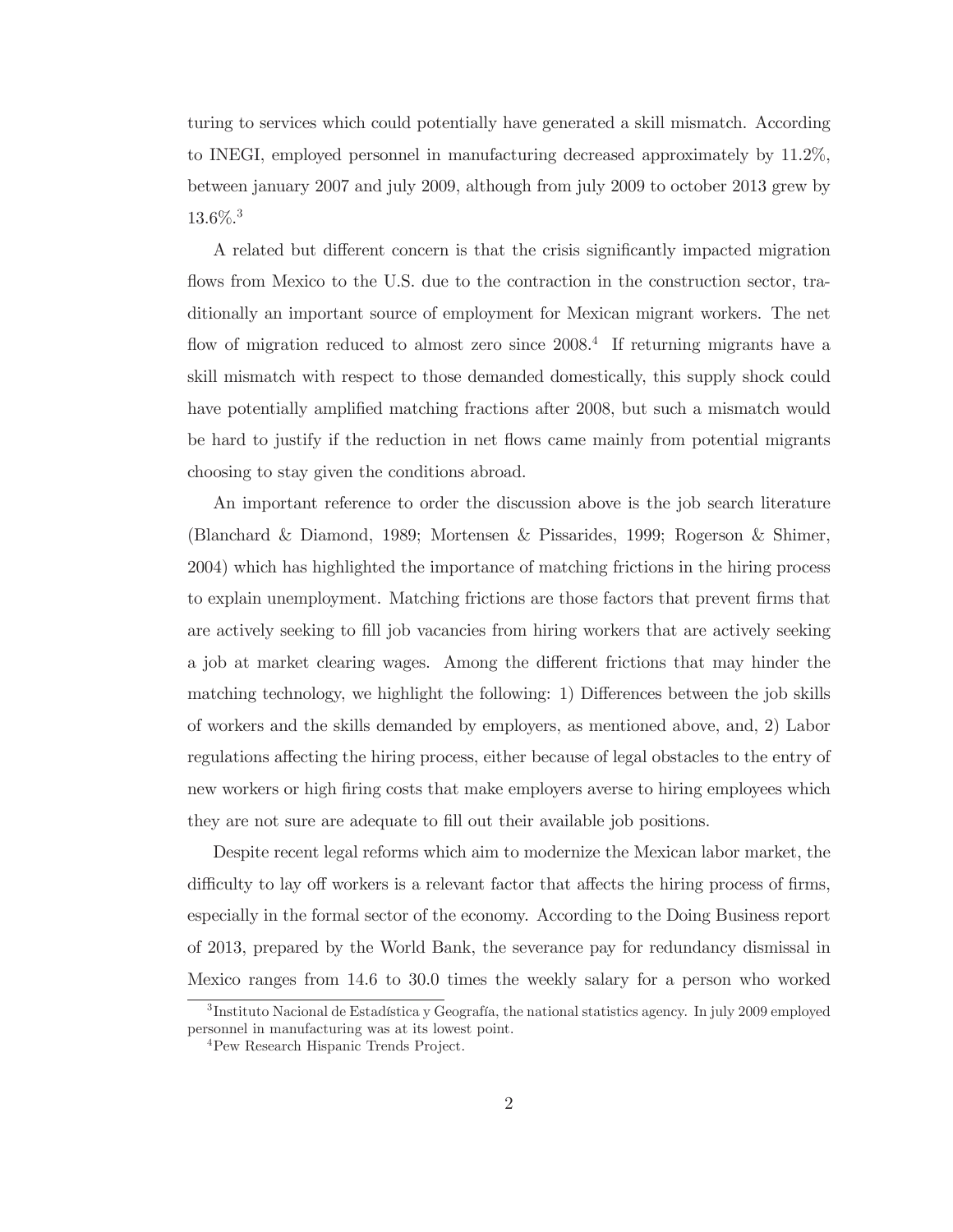turing to services which could potentially have generated a skill mismatch. According to INEGI, employed personnel in manufacturing decreased approximately by 11.2%, between january 2007 and july 2009, although from july 2009 to october 2013 grew by 13.6%.[3]

A related but different concern is that the crisis significantly impacted migration flows from Mexico to the U.S. due to the contraction in the construction sector, traditionally an important source of employment for Mexican migrant workers. The net flow of migration reduced to almost zero since 2008.[4] If returning migrants have a skill mismatch with respect to those demanded domestically, this supply shock could have potentially amplified matching fractions after 2008, but such a mismatch would be hard to justify if the reduction in net flows came mainly from potential migrants choosing to stay given the conditions abroad.

An important reference to order the discussion above is the job search literature (Blanchard & Diamond, 1989; Mortensen & Pissarides, 1999; Rogerson & Shimer, 2004) which has highlighted the importance of matching frictions in the hiring process to explain unemployment. Matching frictions are those factors that prevent firms that are actively seeking to fill job vacancies from hiring workers that are actively seeking a job at market clearing wages. Among the different frictions that may hinder the matching technology, we highlight the following: 1) Differences between the job skills of workers and the skills demanded by employers, as mentioned above, and, 2) Labor regulations affecting the hiring process, either because of legal obstacles to the entry of new workers or high firing costs that make employers averse to hiring employees which they are not sure are adequate to fill out their available job positions.

Despite recent legal reforms which aim to modernize the Mexican labor market, the difficulty to lay off workers is a relevant factor that affects the hiring process of firms, especially in the formal sector of the economy. According to the Doing Business report of 2013, prepared by the World Bank, the severance pay for redundancy dismissal in Mexico ranges from 14.6 to 30.0 times the weekly salary for a person who worked

[3] Instituto Nacional de Estadística y Geografía, the national statistics agency. In july 2009 employed personnel in manufacturing was at its lowest point.

[4] Pew Research Hispanic Trends Project.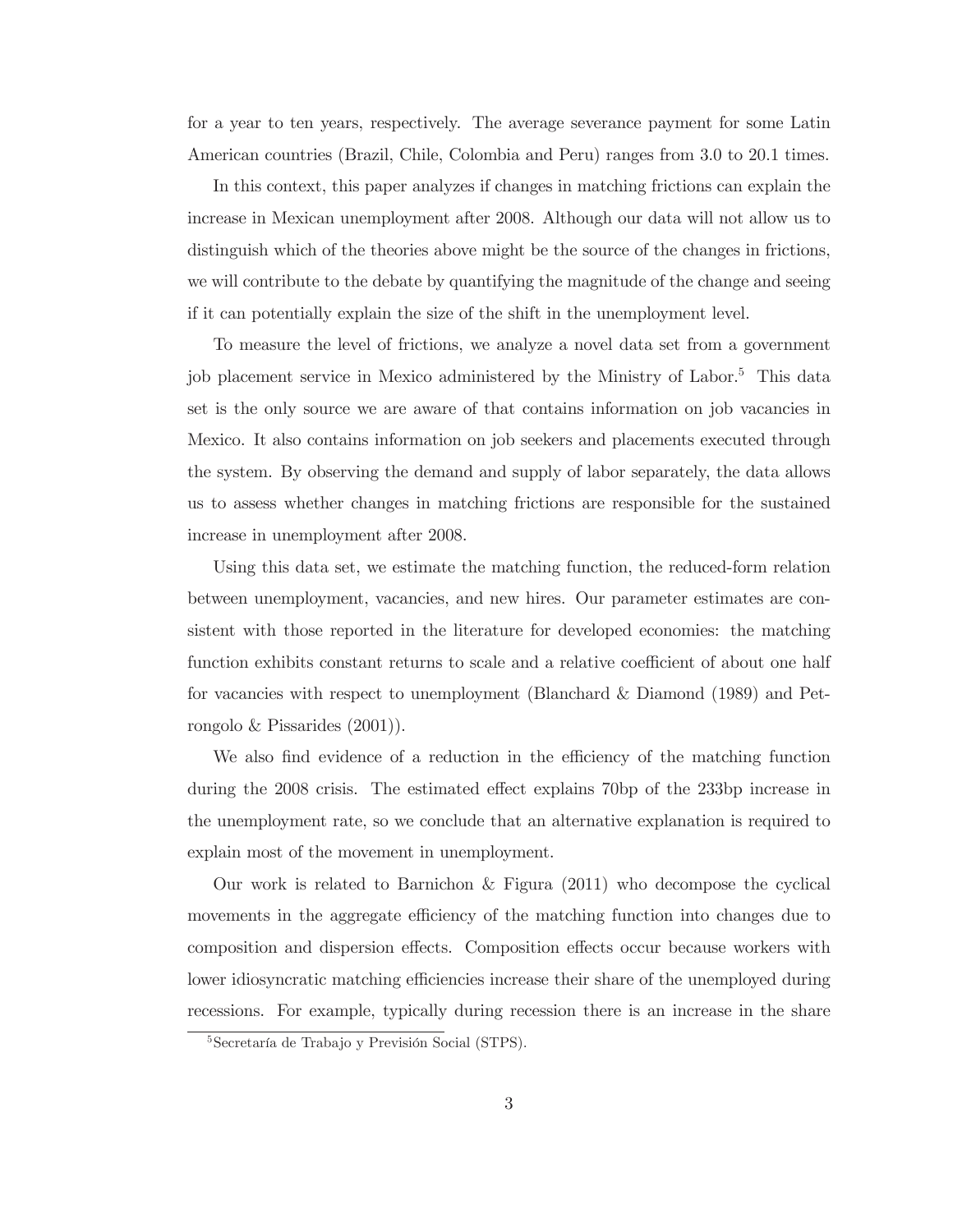for a year to ten years, respectively. The average severance payment for some Latin American countries (Brazil, Chile, Colombia and Peru) ranges from 3.0 to 20.1 times.

In this context, this paper analyzes if changes in matching frictions can explain the increase in Mexican unemployment after 2008. Although our data will not allow us to distinguish which of the theories above might be the source of the changes in frictions, we will contribute to the debate by quantifying the magnitude of the change and seeing if it can potentially explain the size of the shift in the unemployment level.

To measure the level of frictions, we analyze a novel data set from a government job placement service in Mexico administered by the Ministry of Labor.[5] This data set is the only source we are aware of that contains information on job vacancies in Mexico. It also contains information on job seekers and placements executed through the system. By observing the demand and supply of labor separately, the data allows us to assess whether changes in matching frictions are responsible for the sustained increase in unemployment after 2008.

Using this data set, we estimate the matching function, the reduced-form relation between unemployment, vacancies, and new hires. Our parameter estimates are consistent with those reported in the literature for developed economies: the matching function exhibits constant returns to scale and a relative coefficient of about one half for vacancies with respect to unemployment (Blanchard & Diamond (1989) and Petrongolo & Pissarides (2001)).

We also find evidence of a reduction in the efficiency of the matching function during the 2008 crisis. The estimated effect explains 70bp of the 233bp increase in the unemployment rate, so we conclude that an alternative explanation is required to explain most of the movement in unemployment.

Our work is related to Barnichon & Figura (2011) who decompose the cyclical movements in the aggregate efficiency of the matching function into changes due to composition and dispersion effects. Composition effects occur because workers with lower idiosyncratic matching efficiencies increase their share of the unemployed during recessions. For example, typically during recession there is an increase in the share

[5] Secretaría de Trabajo y Previsión Social (STPS).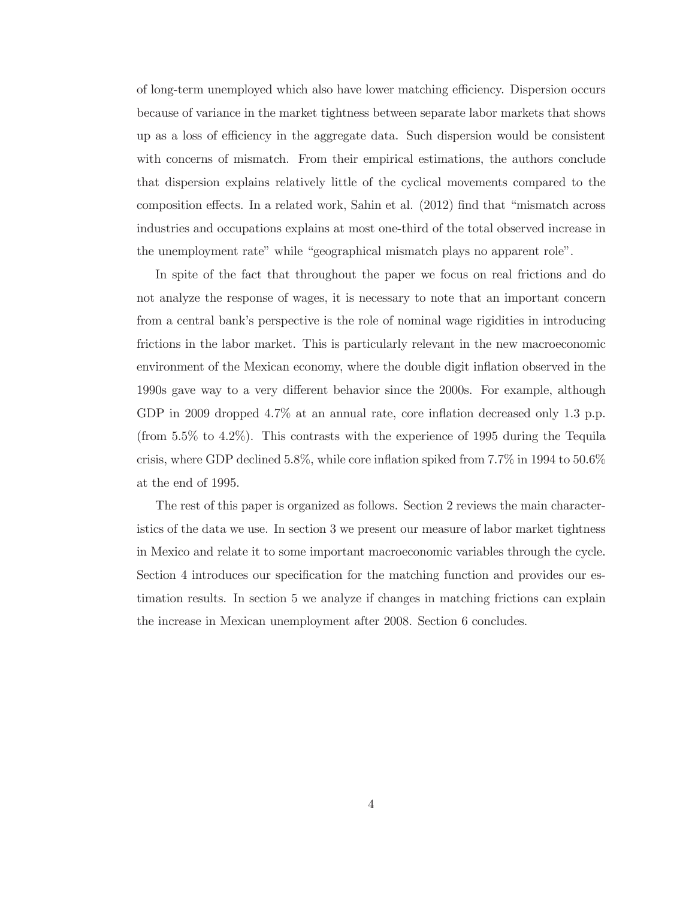of long-term unemployed which also have lower matching efficiency. Dispersion occurs because of variance in the market tightness between separate labor markets that shows up as a loss of efficiency in the aggregate data. Such dispersion would be consistent with concerns of mismatch. From their empirical estimations, the authors conclude that dispersion explains relatively little of the cyclical movements compared to the composition effects. In a related work, Sahin et al. (2012) find that "mismatch across industries and occupations explains at most one-third of the total observed increase in the unemployment rate" while "geographical mismatch plays no apparent role".

In spite of the fact that throughout the paper we focus on real frictions and do not analyze the response of wages, it is necessary to note that an important concern from a central bank's perspective is the role of nominal wage rigidities in introducing frictions in the labor market. This is particularly relevant in the new macroeconomic environment of the Mexican economy, where the double digit inflation observed in the 1990s gave way to a very different behavior since the 2000s. For example, although GDP in 2009 dropped 4.7% at an annual rate, core inflation decreased only 1.3 p.p. (from 5.5% to 4.2%). This contrasts with the experience of 1995 during the Tequila crisis, where GDP declined 5.8%, while core inflation spiked from 7.7% in 1994 to 50.6% at the end of 1995.

The rest of this paper is organized as follows. Section 2 reviews the main characteristics of the data we use. In section 3 we present our measure of labor market tightness in Mexico and relate it to some important macroeconomic variables through the cycle. Section 4 introduces our specification for the matching function and provides our estimation results. In section 5 we analyze if changes in matching frictions can explain the increase in Mexican unemployment after 2008. Section 6 concludes.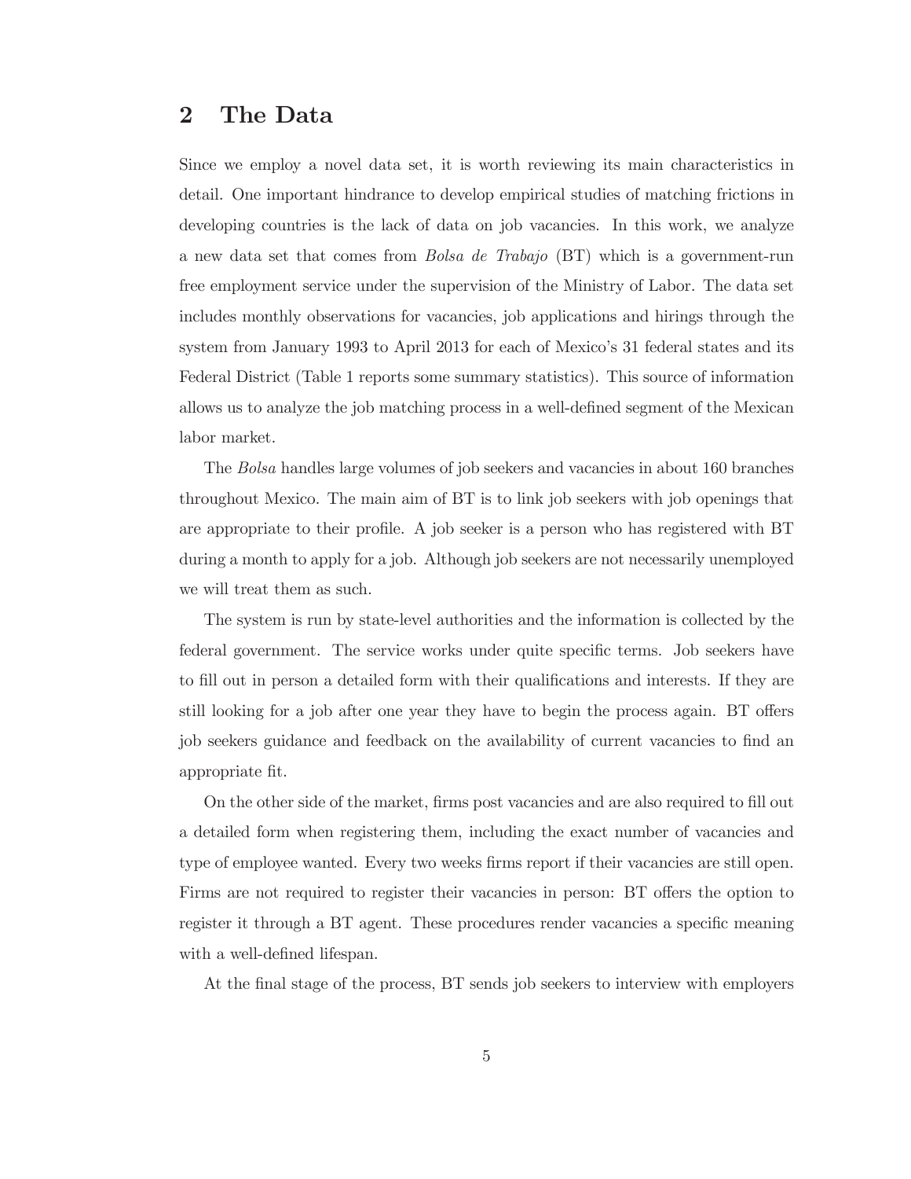## 2 The Data

Since we employ a novel data set, it is worth reviewing its main characteristics in detail. One important hindrance to develop empirical studies of matching frictions in developing countries is the lack of data on job vacancies. In this work, we analyze a new data set that comes from *Bolsa de Trabajo* (BT) which is a government-run free employment service under the supervision of the Ministry of Labor. The data set includes monthly observations for vacancies, job applications and hirings through the system from January 1993 to April 2013 for each of Mexico's 31 federal states and its Federal District (Table 1 reports some summary statistics). This source of information allows us to analyze the job matching process in a well-defined segment of the Mexican labor market.

The *Bolsa* handles large volumes of job seekers and vacancies in about 160 branches throughout Mexico. The main aim of BT is to link job seekers with job openings that are appropriate to their profile. A job seeker is a person who has registered with BT during a month to apply for a job. Although job seekers are not necessarily unemployed we will treat them as such.

The system is run by state-level authorities and the information is collected by the federal government. The service works under quite specific terms. Job seekers have to fill out in person a detailed form with their qualifications and interests. If they are still looking for a job after one year they have to begin the process again. BT offers job seekers guidance and feedback on the availability of current vacancies to find an appropriate fit.

On the other side of the market, firms post vacancies and are also required to fill out a detailed form when registering them, including the exact number of vacancies and type of employee wanted. Every two weeks firms report if their vacancies are still open. Firms are not required to register their vacancies in person: BT offers the option to register it through a BT agent. These procedures render vacancies a specific meaning with a well-defined lifespan.

At the final stage of the process, BT sends job seekers to interview with employers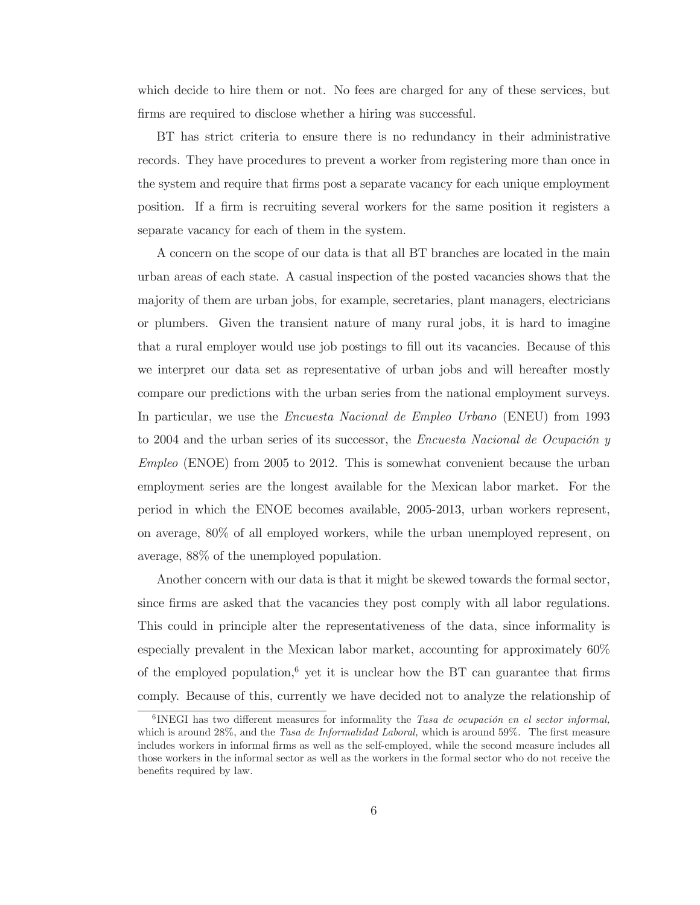which decide to hire them or not. No fees are charged for any of these services, but firms are required to disclose whether a hiring was successful.

BT has strict criteria to ensure there is no redundancy in their administrative records. They have procedures to prevent a worker from registering more than once in the system and require that firms post a separate vacancy for each unique employment position. If a firm is recruiting several workers for the same position it registers a separate vacancy for each of them in the system.

A concern on the scope of our data is that all BT branches are located in the main urban areas of each state. A casual inspection of the posted vacancies shows that the majority of them are urban jobs, for example, secretaries, plant managers, electricians or plumbers. Given the transient nature of many rural jobs, it is hard to imagine that a rural employer would use job postings to fill out its vacancies. Because of this we interpret our data set as representative of urban jobs and will hereafter mostly compare our predictions with the urban series from the national employment surveys. In particular, we use the *Encuesta Nacional de Empleo Urbano* (ENEU) from 1993 to 2004 and the urban series of its successor, the *Encuesta Nacional de Ocupación y Empleo* (ENOE) from 2005 to 2012. This is somewhat convenient because the urban employment series are the longest available for the Mexican labor market. For the period in which the ENOE becomes available, 2005-2013, urban workers represent, on average, 80% of all employed workers, while the urban unemployed represent, on average, 88% of the unemployed population.

Another concern with our data is that it might be skewed towards the formal sector, since firms are asked that the vacancies they post comply with all labor regulations. This could in principle alter the representativeness of the data, since informality is especially prevalent in the Mexican labor market, accounting for approximately 60% of the employed population,[6] yet it is unclear how the BT can guarantee that firms comply. Because of this, currently we have decided not to analyze the relationship of

[6] INEGI has two different measures for informality the *Tasa de ocupación en el sector informal,* which is around 28%, and the *Tasa de Informalidad Laboral,* which is around 59%. The first measure includes workers in informal firms as well as the self-employed, while the second measure includes all those workers in the informal sector as well as the workers in the formal sector who do not receive the benefits required by law.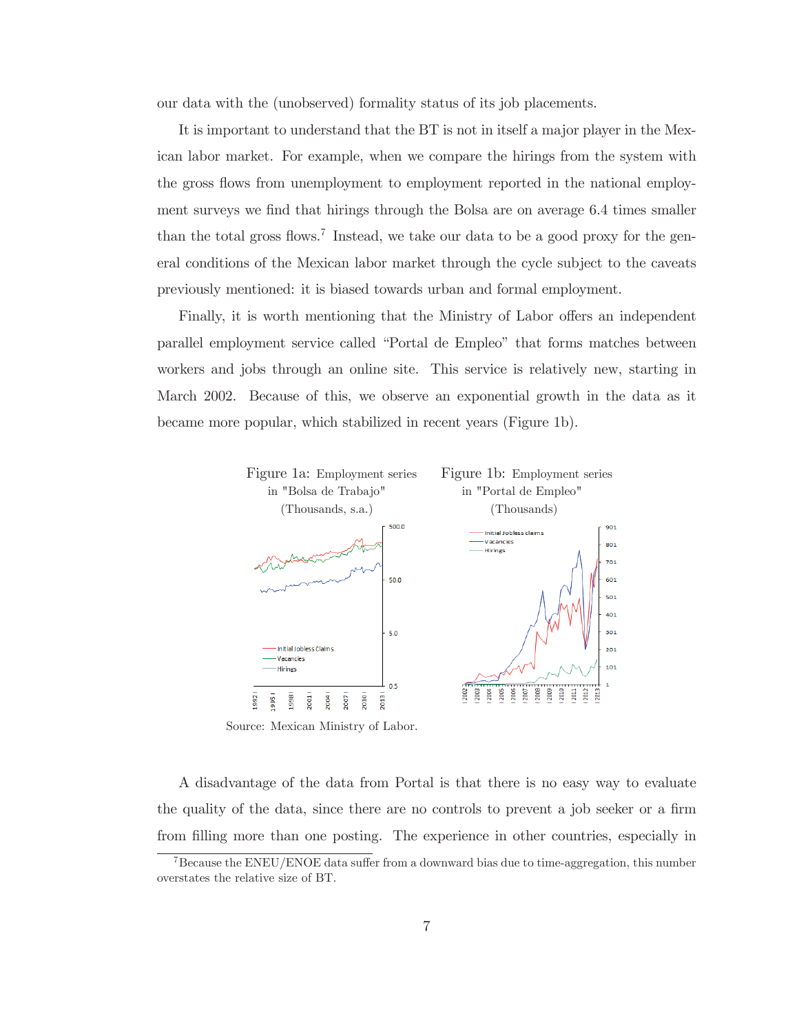our data with the (unobserved) formality status of its job placements.

It is important to understand that the BT is not in itself a major player in the Mexican labor market. For example, when we compare the hirings from the system with the gross flows from unemployment to employment reported in the national employment surveys we find that hirings through the Bolsa are on average 6.4 times smaller than the total gross flows.[7] Instead, we take our data to be a good proxy for the general conditions of the Mexican labor market through the cycle subject to the caveats previously mentioned: it is biased towards urban and formal employment.

Finally, it is worth mentioning that the Ministry of Labor offers an independent parallel employment service called "Portal de Empleo" that forms matches between workers and jobs through an online site. This service is relatively new, starting in March 2002. Because of this, we observe an exponential growth in the data as it became more popular, which stabilized in recent years (Figure 1b).

Figure 1a: Employment series in "Bolsa de Trabajo" (Thousands, s.a.)

Figure 1b: Employment series in "Portal de Empleo" (Thousands)

Source: Mexican Ministry of Labor.

A disadvantage of the data from Portal is that there is no easy way to evaluate the quality of the data, since there are no controls to prevent a job seeker or a firm from filling more than one posting. The experience in other countries, especially in

[7] Because the ENEU/ENOE data suffer from a downward bias due to time-aggregation, this number overstates the relative size of BT.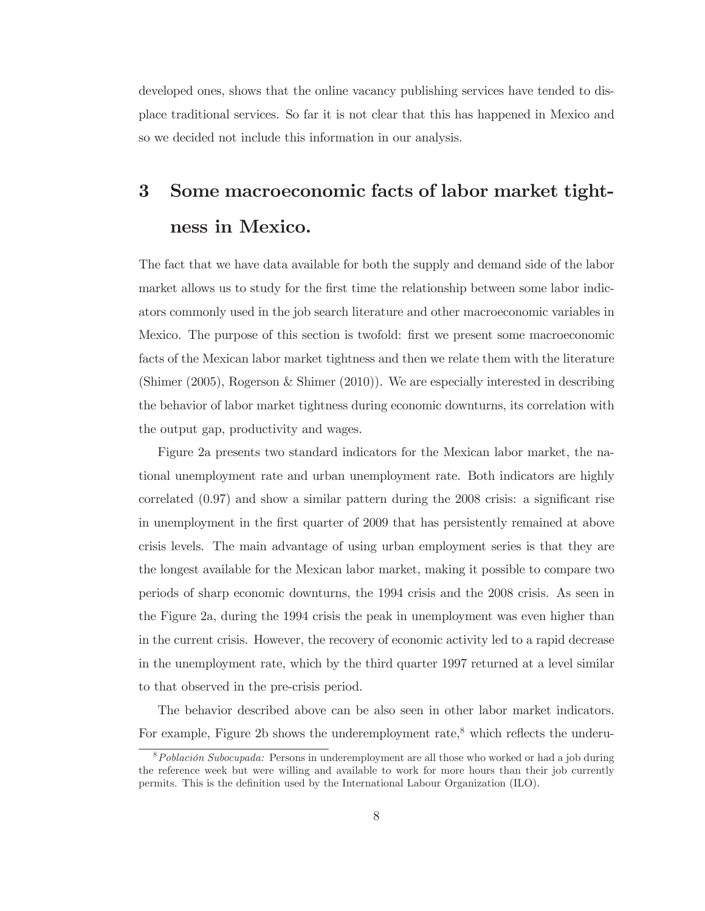developed ones, shows that the online vacancy publishing services have tended to displace traditional services. So far it is not clear that this has happened in Mexico and so we decided not include this information in our analysis.

# 3 Some macroeconomic facts of labor market tightness in Mexico.

The fact that we have data available for both the supply and demand side of the labor market allows us to study for the first time the relationship between some labor indicators commonly used in the job search literature and other macroeconomic variables in Mexico. The purpose of this section is twofold: first we present some macroeconomic facts of the Mexican labor market tightness and then we relate them with the literature (Shimer (2005), Rogerson & Shimer (2010)). We are especially interested in describing the behavior of labor market tightness during economic downturns, its correlation with the output gap, productivity and wages.

Figure 2a presents two standard indicators for the Mexican labor market, the national unemployment rate and urban unemployment rate. Both indicators are highly correlated (0.97) and show a similar pattern during the 2008 crisis: a significant rise in unemployment in the first quarter of 2009 that has persistently remained at above crisis levels. The main advantage of using urban employment series is that they are the longest available for the Mexican labor market, making it possible to compare two periods of sharp economic downturns, the 1994 crisis and the 2008 crisis. As seen in the Figure 2a, during the 1994 crisis the peak in unemployment was even higher than in the current crisis. However, the recovery of economic activity led to a rapid decrease in the unemployment rate, which by the third quarter 1997 returned at a level similar to that observed in the pre-crisis period.

The behavior described above can be also seen in other labor market indicators. For example, Figure 2b shows the underemployment rate,[8] which reflects the underu-

[8] *Población Subocupada:* Persons in underemployment are all those who worked or had a job during the reference week but were willing and available to work for more hours than their job currently permits. This is the definition used by the International Labour Organization (ILO).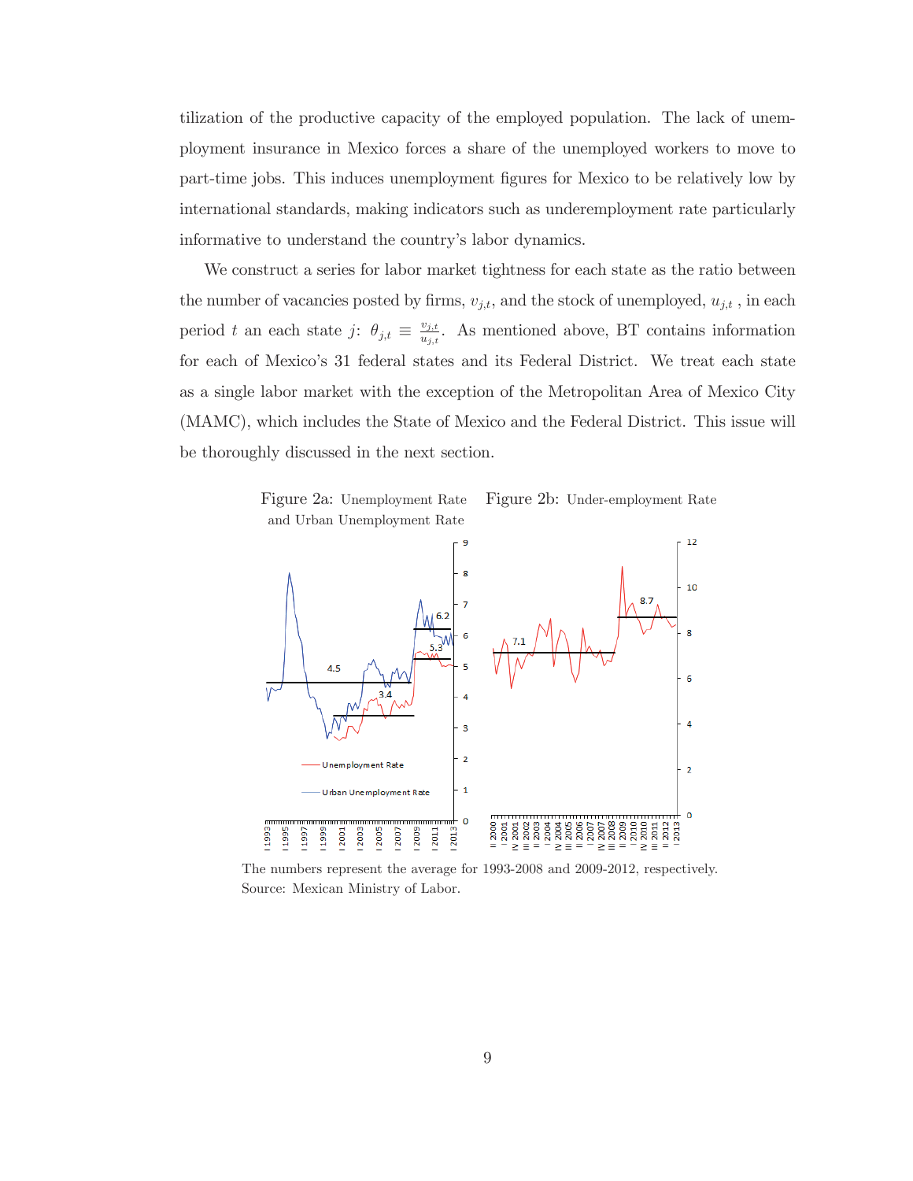tilization of the productive capacity of the employed population. The lack of unemployment insurance in Mexico forces a share of the unemployed workers to move to part-time jobs. This induces unemployment figures for Mexico to be relatively low by international standards, making indicators such as underemployment rate particularly informative to understand the country's labor dynamics.

We construct a series for labor market tightness for each state as the ratio between the number of vacancies posted by firms, $v_{j,t}$, and the stock of unemployed, $u_{j,t}$ , in each period $t$ an each state $j$: $\theta_{j,t} \equiv \frac{v_{j,t}}{u_{j,t}}$. As mentioned above, BT contains information for each of Mexico's 31 federal states and its Federal District. We treat each state as a single labor market with the exception of the Metropolitan Area of Mexico City (MAMC), which includes the State of Mexico and the Federal District. This issue will be thoroughly discussed in the next section.

Figure 2a: Unemployment Rate and Urban Unemployment Rate

Figure 2b: Under-employment Rate

The numbers represent the average for 1993-2008 and 2009-2012, respectively.
Source: Mexican Ministry of Labor.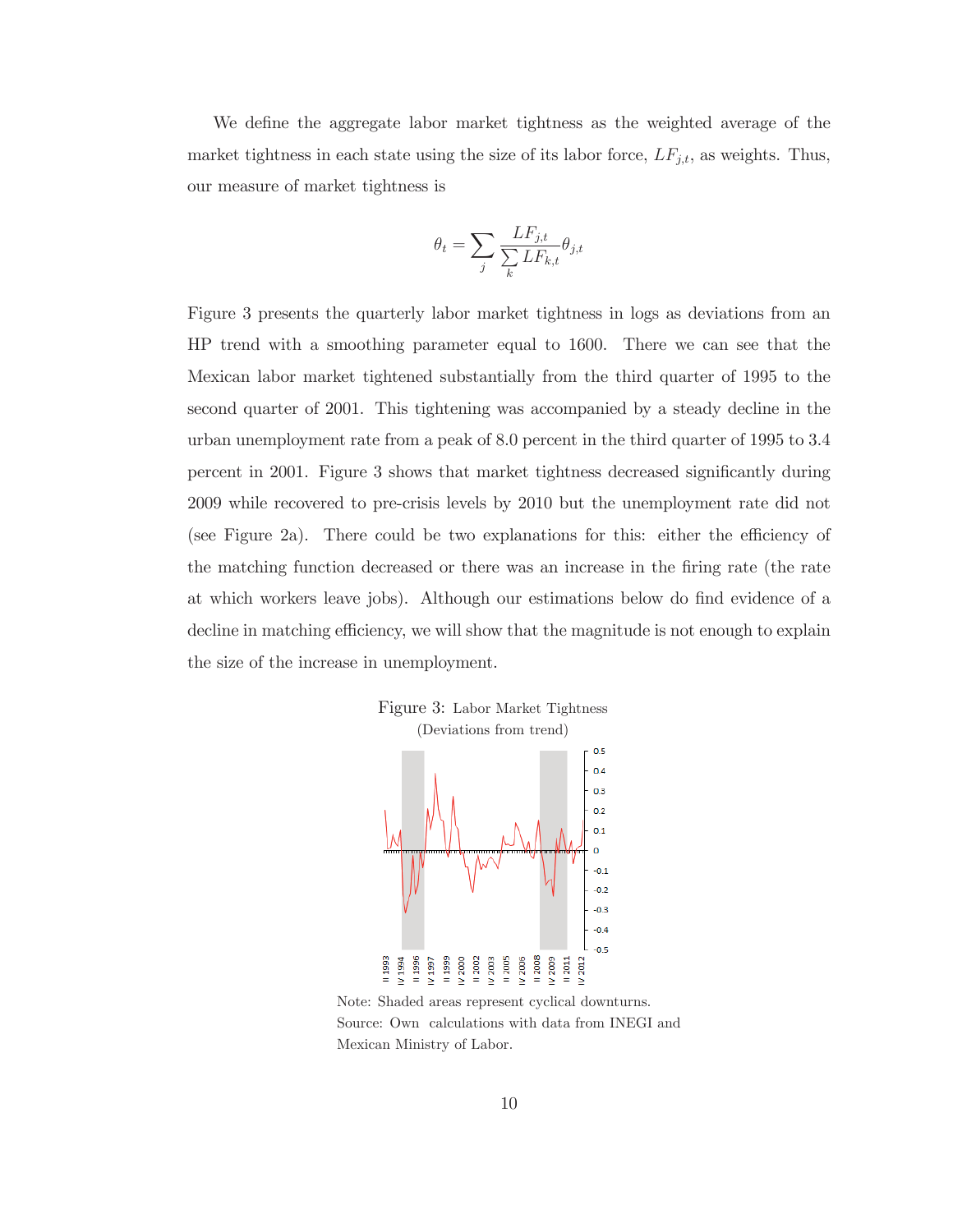We define the aggregate labor market tightness as the weighted average of the market tightness in each state using the size of its labor force, $LF_{j,t}$, as weights. Thus, our measure of market tightness is

$$\theta_t = \sum_j \frac{LF_{j,t}}{\sum_k LF_{k,t}} \theta_{j,t}$$

Figure 3 presents the quarterly labor market tightness in logs as deviations from an HP trend with a smoothing parameter equal to 1600. There we can see that the Mexican labor market tightened substantially from the third quarter of 1995 to the second quarter of 2001. This tightening was accompanied by a steady decline in the urban unemployment rate from a peak of 8.0 percent in the third quarter of 1995 to 3.4 percent in 2001. Figure 3 shows that market tightness decreased significantly during 2009 while recovered to pre-crisis levels by 2010 but the unemployment rate did not (see Figure 2a). There could be two explanations for this: either the efficiency of the matching function decreased or there was an increase in the firing rate (the rate at which workers leave jobs). Although our estimations below do find evidence of a decline in matching efficiency, we will show that the magnitude is not enough to explain the size of the increase in unemployment.

Figure 3: Labor Market Tightness
(Deviations from trend)

Note: Shaded areas represent cyclical downturns.
Source: Own calculations with data from INEGI and Mexican Ministry of Labor.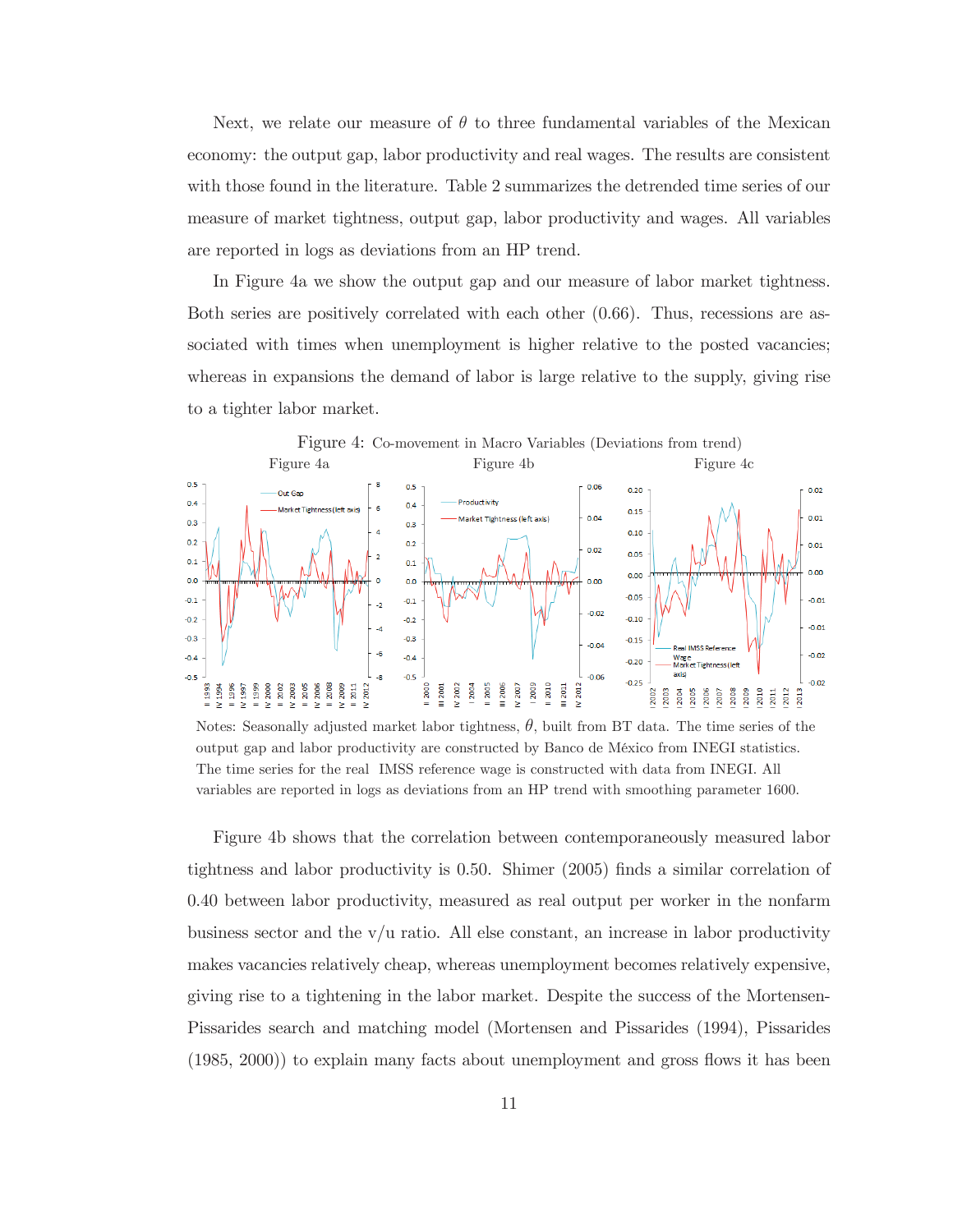Next, we relate our measure of $\theta$ to three fundamental variables of the Mexican economy: the output gap, labor productivity and real wages. The results are consistent with those found in the literature. Table 2 summarizes the detrended time series of our measure of market tightness, output gap, labor productivity and wages. All variables are reported in logs as deviations from an HP trend.

In Figure 4a we show the output gap and our measure of labor market tightness. Both series are positively correlated with each other (0.66). Thus, recessions are associated with times when unemployment is higher relative to the posted vacancies; whereas in expansions the demand of labor is large relative to the supply, giving rise to a tighter labor market.

Figure 4: Co-movement in Macro Variables (Deviations from trend)

Figure 4a Figure 4b Figure 4c

Notes: Seasonally adjusted market labor tightness, $\theta$, built from BT data. The time series of the output gap and labor productivity are constructed by Banco de México from INEGI statistics. The time series for the real IMSS reference wage is constructed with data from INEGI. All variables are reported in logs as deviations from an HP trend with smoothing parameter 1600.

Figure 4b shows that the correlation between contemporaneously measured labor tightness and labor productivity is 0.50. Shimer (2005) finds a similar correlation of 0.40 between labor productivity, measured as real output per worker in the nonfarm business sector and the v/u ratio. All else constant, an increase in labor productivity makes vacancies relatively cheap, whereas unemployment becomes relatively expensive, giving rise to a tightening in the labor market. Despite the success of the Mortensen-Pissarides search and matching model (Mortensen and Pissarides (1994), Pissarides (1985, 2000)) to explain many facts about unemployment and gross flows it has been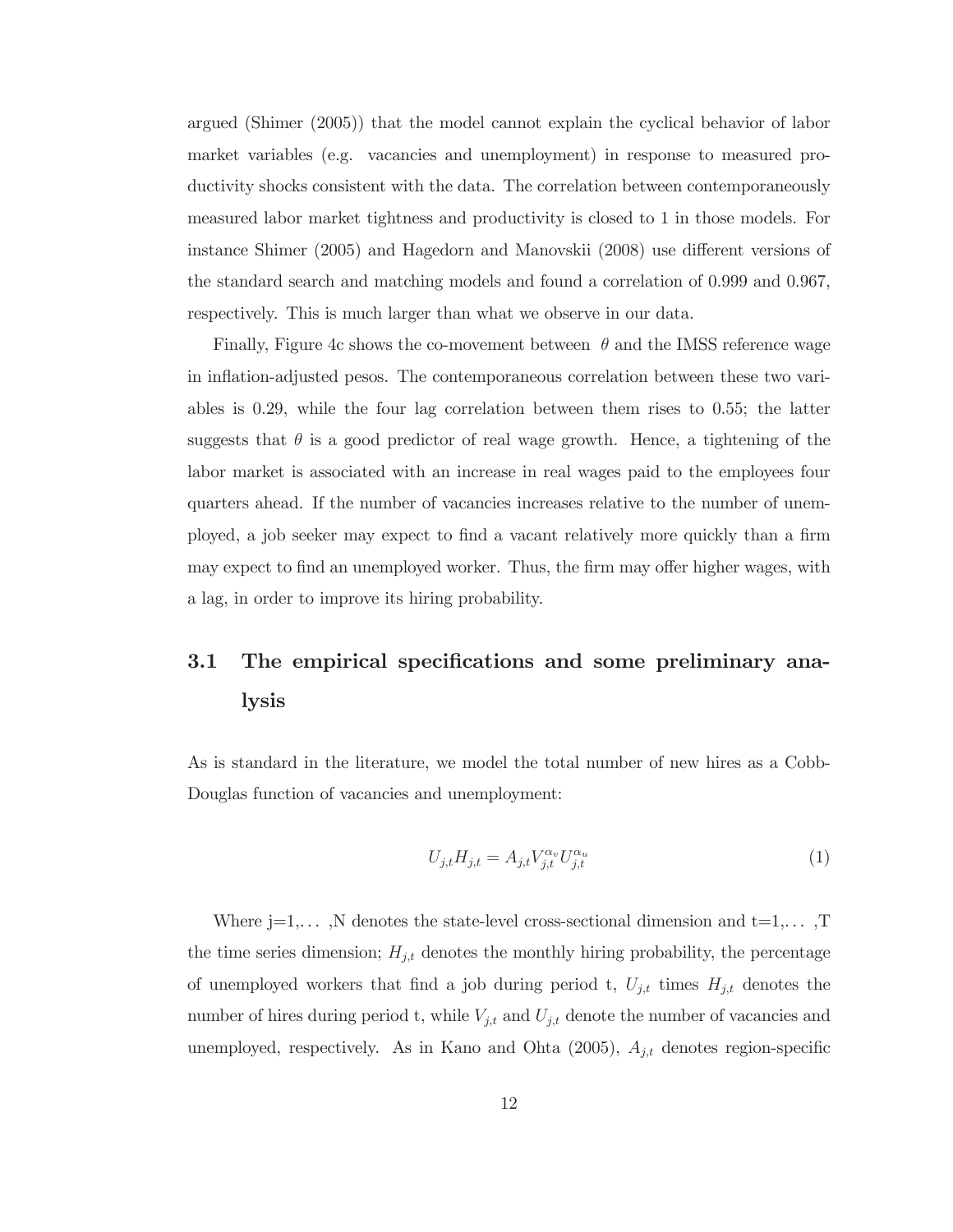argued (Shimer (2005)) that the model cannot explain the cyclical behavior of labor market variables (e.g. vacancies and unemployment) in response to measured productivity shocks consistent with the data. The correlation between contemporaneously measured labor market tightness and productivity is closed to 1 in those models. For instance Shimer (2005) and Hagedorn and Manovskii (2008) use different versions of the standard search and matching models and found a correlation of 0.999 and 0.967, respectively. This is much larger than what we observe in our data.

Finally, Figure 4c shows the co-movement between $\theta$ and the IMSS reference wage in inflation-adjusted pesos. The contemporaneous correlation between these two variables is 0.29, while the four lag correlation between them rises to 0.55; the latter suggests that $\theta$ is a good predictor of real wage growth. Hence, a tightening of the labor market is associated with an increase in real wages paid to the employees four quarters ahead. If the number of vacancies increases relative to the number of unemployed, a job seeker may expect to find a vacant relatively more quickly than a firm may expect to find an unemployed worker. Thus, the firm may offer higher wages, with a lag, in order to improve its hiring probability.

## 3.1 The empirical specifications and some preliminary analysis

As is standard in the literature, we model the total number of new hires as a Cobb-Douglas function of vacancies and unemployment:

$$U_{j,t}H_{j,t} = A_{j,t}V_{j,t}^{\alpha_v}U_{j,t}^{\alpha_u} \tag{1}$$

Where j=1,... ,N denotes the state-level cross-sectional dimension and t=1,... ,T the time series dimension; $H_{j,t}$ denotes the monthly hiring probability, the percentage of unemployed workers that find a job during period t, $U_{j,t}$ times $H_{j,t}$ denotes the number of hires during period t, while $V_{j,t}$ and $U_{j,t}$ denote the number of vacancies and unemployed, respectively. As in Kano and Ohta (2005), $A_{j,t}$ denotes region-specific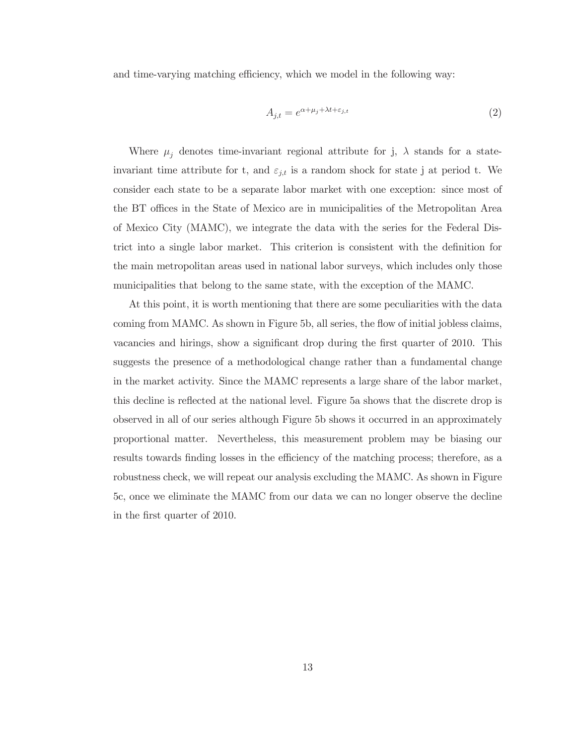and time-varying matching efficiency, which we model in the following way:

$$A_{j,t} = e^{\alpha + \mu_j + \lambda t + \varepsilon_{j,t}} \tag{2}$$

Where $\mu_j$ denotes time-invariant regional attribute for j, $\lambda$ stands for a state-invariant time attribute for t, and $\varepsilon_{j,t}$ is a random shock for state j at period t. We consider each state to be a separate labor market with one exception: since most of the BT offices in the State of Mexico are in municipalities of the Metropolitan Area of Mexico City (MAMC), we integrate the data with the series for the Federal District into a single labor market. This criterion is consistent with the definition for the main metropolitan areas used in national labor surveys, which includes only those municipalities that belong to the same state, with the exception of the MAMC.

At this point, it is worth mentioning that there are some peculiarities with the data coming from MAMC. As shown in Figure 5b, all series, the flow of initial jobless claims, vacancies and hirings, show a significant drop during the first quarter of 2010. This suggests the presence of a methodological change rather than a fundamental change in the market activity. Since the MAMC represents a large share of the labor market, this decline is reflected at the national level. Figure 5a shows that the discrete drop is observed in all of our series although Figure 5b shows it occurred in an approximately proportional matter. Nevertheless, this measurement problem may be biasing our results towards finding losses in the efficiency of the matching process; therefore, as a robustness check, we will repeat our analysis excluding the MAMC. As shown in Figure 5c, once we eliminate the MAMC from our data we can no longer observe the decline in the first quarter of 2010.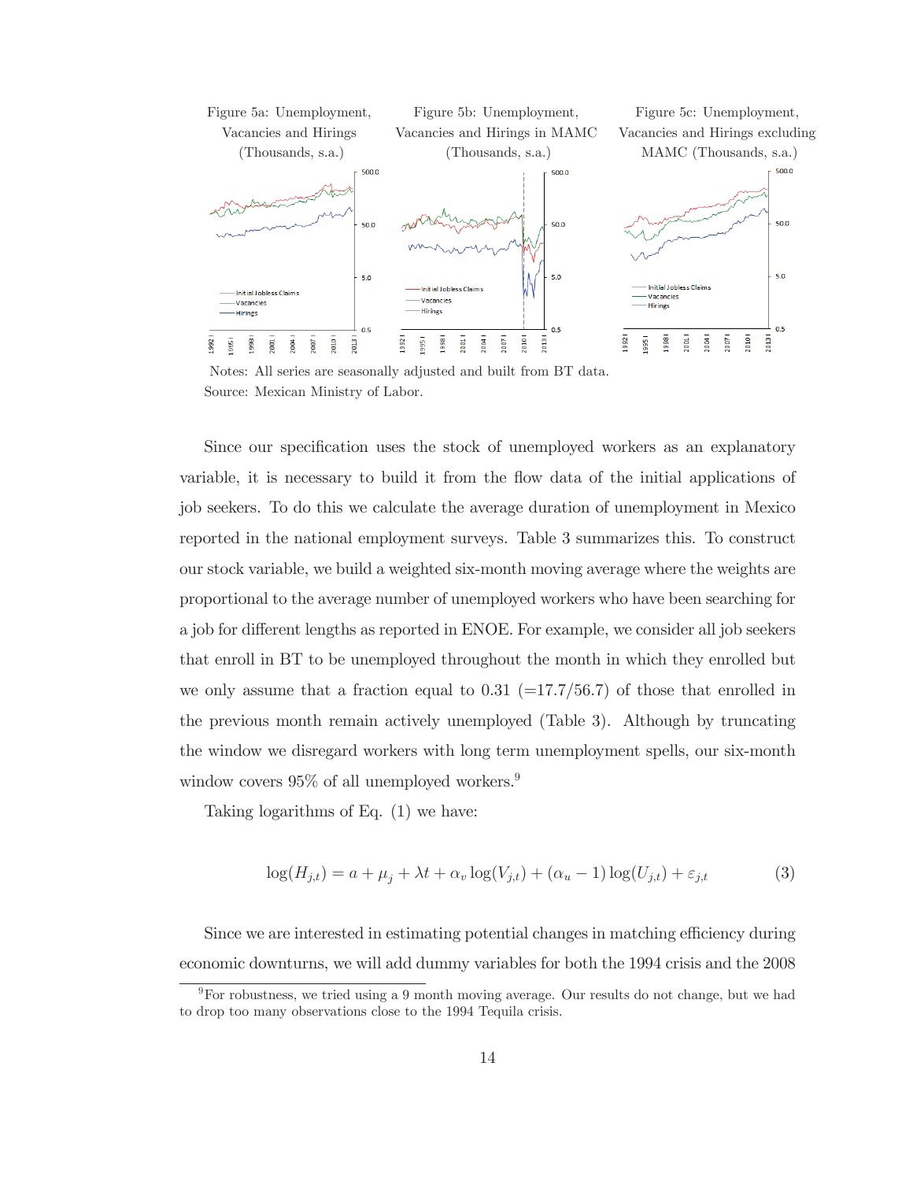Figure 5a: Unemployment, Vacancies and Hirings (Thousands, s.a.)

Figure 5b: Unemployment, Vacancies and Hirings in MAMC (Thousands, s.a.)

Figure 5c: Unemployment, Vacancies and Hirings excluding MAMC (Thousands, s.a.)

Notes: All series are seasonally adjusted and built from BT data.
Source: Mexican Ministry of Labor.

Since our specification uses the stock of unemployed workers as an explanatory variable, it is necessary to build it from the flow data of the initial applications of job seekers. To do this we calculate the average duration of unemployment in Mexico reported in the national employment surveys. Table 3 summarizes this. To construct our stock variable, we build a weighted six-month moving average where the weights are proportional to the average number of unemployed workers who have been searching for a job for different lengths as reported in ENOE. For example, we consider all job seekers that enroll in BT to be unemployed throughout the month in which they enrolled but we only assume that a fraction equal to 0.31 (=17.7/56.7) of those that enrolled in the previous month remain actively unemployed (Table 3). Although by truncating the window we disregard workers with long term unemployment spells, our six-month window covers 95% of all unemployed workers.[9]

Taking logarithms of Eq. (1) we have:

$$\log(H_{j,t}) = a + \mu_j + \lambda t + \alpha_v \log(V_{j,t}) + (\alpha_u - 1) \log(U_{j,t}) + \varepsilon_{j,t} \tag{3}$$

Since we are interested in estimating potential changes in matching efficiency during economic downturns, we will add dummy variables for both the 1994 crisis and the 2008

[9] For robustness, we tried using a 9 month moving average. Our results do not change, but we had to drop too many observations close to the 1994 Tequila crisis.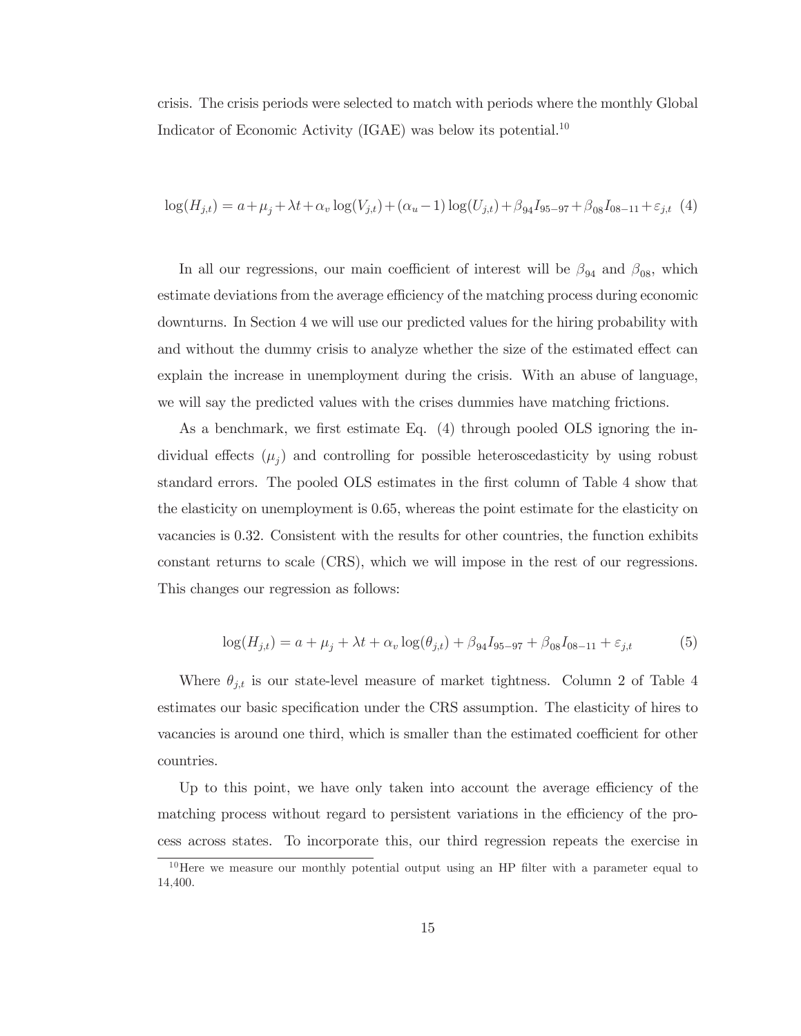crisis. The crisis periods were selected to match with periods where the monthly Global Indicator of Economic Activity (IGAE) was below its potential.[10]

$$\log(H_{j,t}) = a + \mu_j + \lambda t + \alpha_v \log(V_{j,t}) + (\alpha_u - 1)\log(U_{j,t}) + \beta_{94} I_{95-97} + \beta_{08} I_{08-11} + \varepsilon_{j,t} \quad (4)$$

In all our regressions, our main coefficient of interest will be $\beta_{94}$ and $\beta_{08}$, which estimate deviations from the average efficiency of the matching process during economic downturns. In Section 4 we will use our predicted values for the hiring probability with and without the dummy crisis to analyze whether the size of the estimated effect can explain the increase in unemployment during the crisis. With an abuse of language, we will say the predicted values with the crises dummies have matching frictions.

As a benchmark, we first estimate Eq. (4) through pooled OLS ignoring the individual effects ($\mu_j$) and controlling for possible heteroscedasticity by using robust standard errors. The pooled OLS estimates in the first column of Table 4 show that the elasticity on unemployment is 0.65, whereas the point estimate for the elasticity on vacancies is 0.32. Consistent with the results for other countries, the function exhibits constant returns to scale (CRS), which we will impose in the rest of our regressions. This changes our regression as follows:

$$\log(H_{j,t}) = a + \mu_j + \lambda t + \alpha_v \log(\theta_{j,t}) + \beta_{94} I_{95-97} + \beta_{08} I_{08-11} + \varepsilon_{j,t} \quad (5)$$

Where $\theta_{j,t}$ is our state-level measure of market tightness. Column 2 of Table 4 estimates our basic specification under the CRS assumption. The elasticity of hires to vacancies is around one third, which is smaller than the estimated coefficient for other countries.

Up to this point, we have only taken into account the average efficiency of the matching process without regard to persistent variations in the efficiency of the process across states. To incorporate this, our third regression repeats the exercise in

[10] Here we measure our monthly potential output using an HP filter with a parameter equal to 14,400.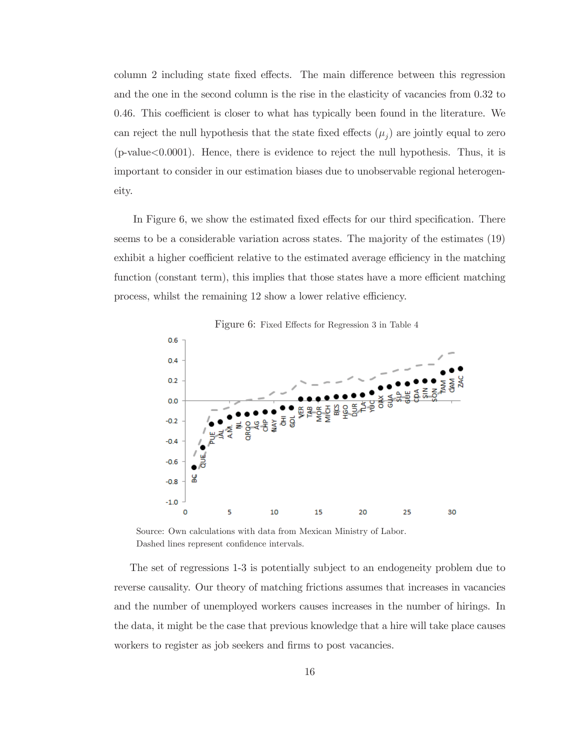column 2 including state fixed effects. The main difference between this regression and the one in the second column is the rise in the elasticity of vacancies from 0.32 to 0.46. This coefficient is closer to what has typically been found in the literature. We can reject the null hypothesis that the state fixed effects ($\mu_j$) are jointly equal to zero (p-value<0.0001). Hence, there is evidence to reject the null hypothesis. Thus, it is important to consider in our estimation biases due to unobservable regional heterogeneity.

In Figure 6, we show the estimated fixed effects for our third specification. There seems to be a considerable variation across states. The majority of the estimates (19) exhibit a higher coefficient relative to the estimated average efficiency in the matching function (constant term), this implies that those states have a more efficient matching process, whilst the remaining 12 show a lower relative efficiency.

Figure 6: Fixed Effects for Regression 3 in Table 4

Source: Own calculations with data from Mexican Ministry of Labor.
Dashed lines represent confidence intervals.

The set of regressions 1-3 is potentially subject to an endogeneity problem due to reverse causality. Our theory of matching frictions assumes that increases in vacancies and the number of unemployed workers causes increases in the number of hirings. In the data, it might be the case that previous knowledge that a hire will take place causes workers to register as job seekers and firms to post vacancies.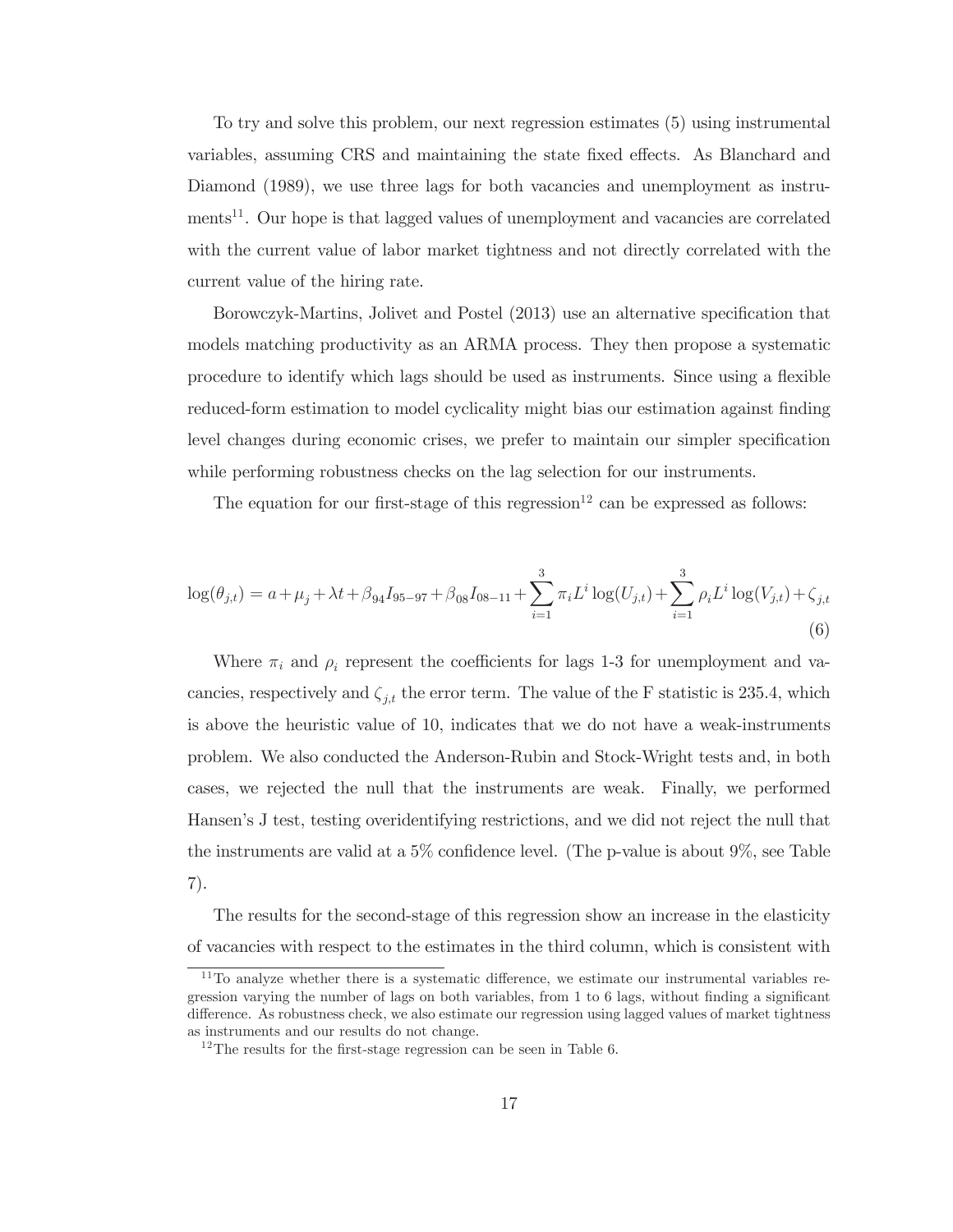To try and solve this problem, our next regression estimates (5) using instrumental variables, assuming CRS and maintaining the state fixed effects. As Blanchard and Diamond (1989), we use three lags for both vacancies and unemployment as instruments[11]. Our hope is that lagged values of unemployment and vacancies are correlated with the current value of labor market tightness and not directly correlated with the current value of the hiring rate.

Borowczyk-Martins, Jolivet and Postel (2013) use an alternative specification that models matching productivity as an ARMA process. They then propose a systematic procedure to identify which lags should be used as instruments. Since using a flexible reduced-form estimation to model cyclicality might bias our estimation against finding level changes during economic crises, we prefer to maintain our simpler specification while performing robustness checks on the lag selection for our instruments.

The equation for our first-stage of this regression[12] can be expressed as follows:

$$\log(\theta_{j,t}) = a + \mu_j + \lambda t + \beta_{94} I_{95-97} + \beta_{08} I_{08-11} + \sum_{i=1}^{3} \pi_i L^i \log(U_{j,t}) + \sum_{i=1}^{3} \rho_i L^i \log(V_{j,t}) + \zeta_{j,t} \tag{6}$$

Where $\pi_i$ and $\rho_i$ represent the coefficients for lags 1-3 for unemployment and vacancies, respectively and $\zeta_{j,t}$ the error term. The value of the F statistic is 235.4, which is above the heuristic value of 10, indicates that we do not have a weak-instruments problem. We also conducted the Anderson-Rubin and Stock-Wright tests and, in both cases, we rejected the null that the instruments are weak. Finally, we performed Hansen's J test, testing overidentifying restrictions, and we did not reject the null that the instruments are valid at a 5% confidence level. (The p-value is about 9%, see Table 7).

The results for the second-stage of this regression show an increase in the elasticity of vacancies with respect to the estimates in the third column, which is consistent with

[11] To analyze whether there is a systematic difference, we estimate our instrumental variables regression varying the number of lags on both variables, from 1 to 6 lags, without finding a significant difference. As robustness check, we also estimate our regression using lagged values of market tightness as instruments and our results do not change.

[12] The results for the first-stage regression can be seen in Table 6.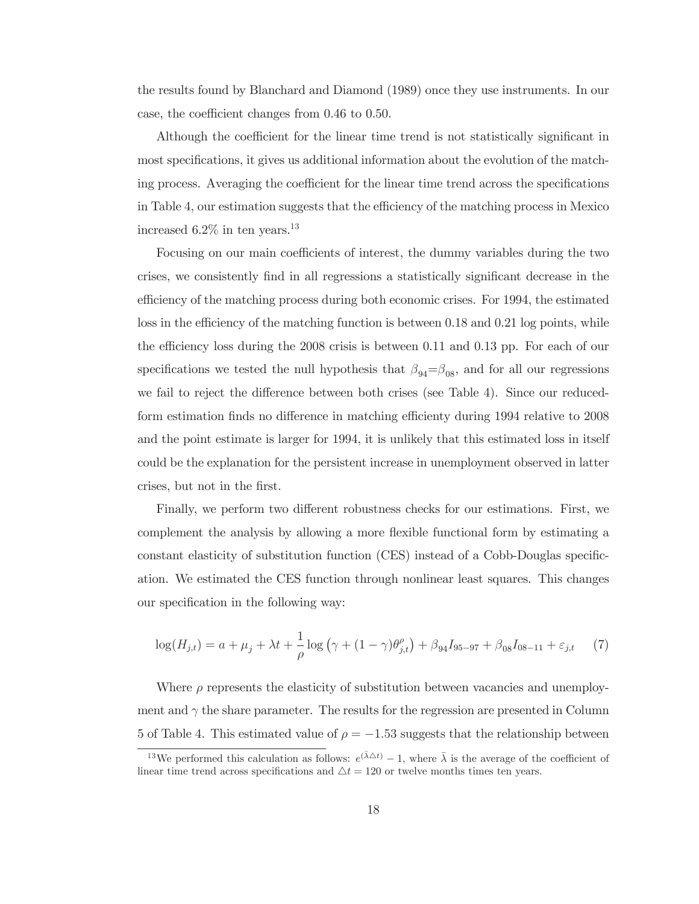the results found by Blanchard and Diamond (1989) once they use instruments. In our case, the coefficient changes from 0.46 to 0.50.

Although the coefficient for the linear time trend is not statistically significant in most specifications, it gives us additional information about the evolution of the matching process. Averaging the coefficient for the linear time trend across the specifications in Table 4, our estimation suggests that the efficiency of the matching process in Mexico increased 6.2% in ten years.[13]

Focusing on our main coefficients of interest, the dummy variables during the two crises, we consistently find in all regressions a statistically significant decrease in the efficiency of the matching process during both economic crises. For 1994, the estimated loss in the efficiency of the matching function is between 0.18 and 0.21 log points, while the efficiency loss during the 2008 crisis is between 0.11 and 0.13 pp. For each of our specifications we tested the null hypothesis that $\beta_{94}$=$\beta_{08}$, and for all our regressions we fail to reject the difference between both crises (see Table 4). Since our reduced-form estimation finds no difference in matching efficienty during 1994 relative to 2008 and the point estimate is larger for 1994, it is unlikely that this estimated loss in itself could be the explanation for the persistent increase in unemployment observed in latter crises, but not in the first.

Finally, we perform two different robustness checks for our estimations. First, we complement the analysis by allowing a more flexible functional form by estimating a constant elasticity of substitution function (CES) instead of a Cobb-Douglas specification. We estimated the CES function through nonlinear least squares. This changes our specification in the following way:

$$\log(H_{j,t}) = a + \mu_j + \lambda t + \frac{1}{\rho} \log\left(\gamma + (1-\gamma)\theta_{j,t}^{\rho}\right) + \beta_{94} I_{95-97} + \beta_{08} I_{08-11} + \varepsilon_{j,t} \quad (7)$$

Where $\rho$ represents the elasticity of substitution between vacancies and unemployment and $\gamma$ the share parameter. The results for the regression are presented in Column 5 of Table 4. This estimated value of $\rho = -1.53$ suggests that the relationship between

[13] We performed this calculation as follows: $e^{(\bar{\lambda}\triangle t)} - 1$, where $\bar{\lambda}$ is the average of the coefficient of linear time trend across specifications and $\triangle t = 120$ or twelve months times ten years.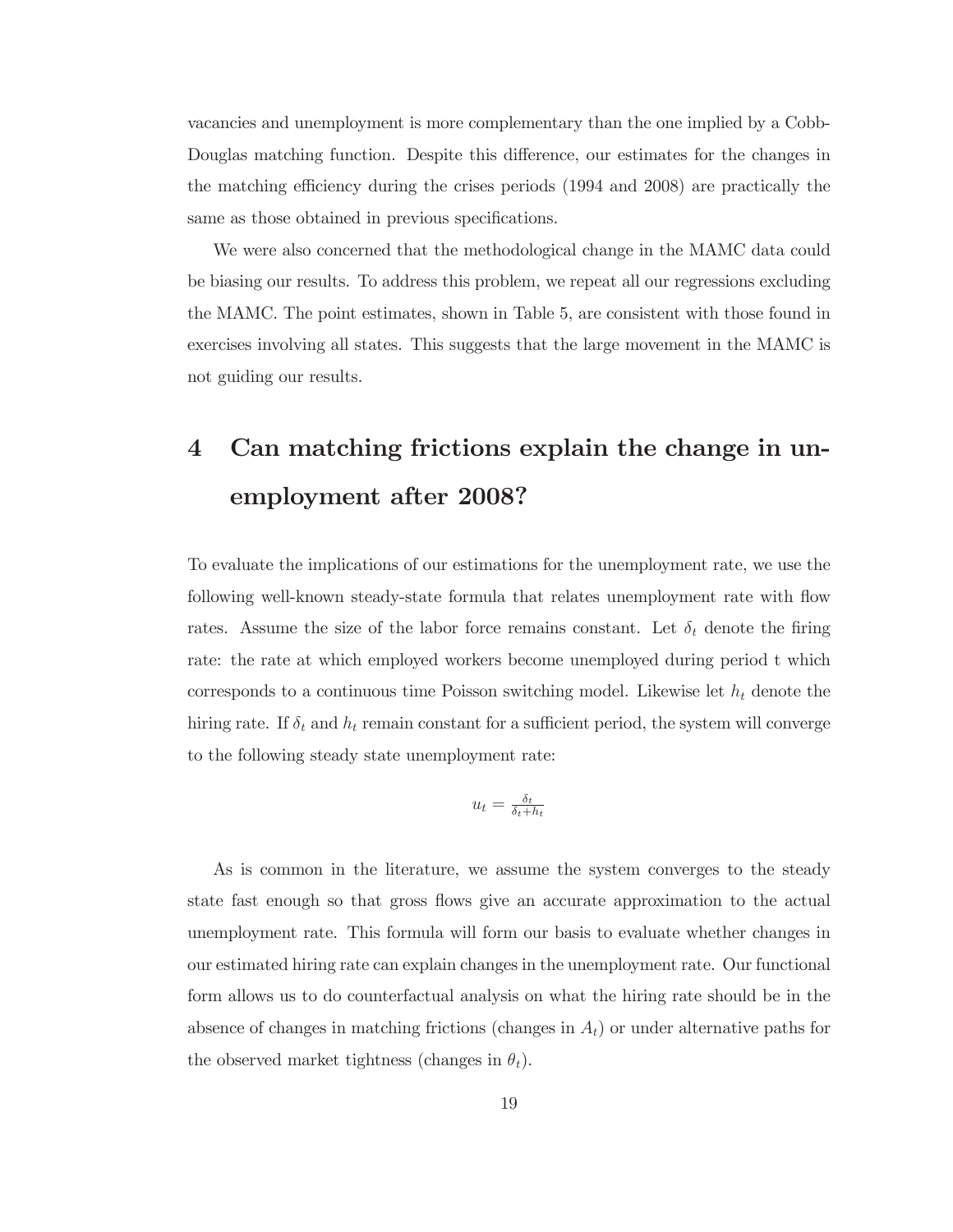vacancies and unemployment is more complementary than the one implied by a Cobb-Douglas matching function. Despite this difference, our estimates for the changes in the matching efficiency during the crises periods (1994 and 2008) are practically the same as those obtained in previous specifications.

We were also concerned that the methodological change in the MAMC data could be biasing our results. To address this problem, we repeat all our regressions excluding the MAMC. The point estimates, shown in Table 5, are consistent with those found in exercises involving all states. This suggests that the large movement in the MAMC is not guiding our results.

# 4 Can matching frictions explain the change in unemployment after 2008?

To evaluate the implications of our estimations for the unemployment rate, we use the following well-known steady-state formula that relates unemployment rate with flow rates. Assume the size of the labor force remains constant. Let $\delta_t$ denote the firing rate: the rate at which employed workers become unemployed during period t which corresponds to a continuous time Poisson switching model. Likewise let $h_t$ denote the hiring rate. If $\delta_t$ and $h_t$ remain constant for a sufficient period, the system will converge to the following steady state unemployment rate:

$$u_t = \frac{\delta_t}{\delta_t + h_t}$$

As is common in the literature, we assume the system converges to the steady state fast enough so that gross flows give an accurate approximation to the actual unemployment rate. This formula will form our basis to evaluate whether changes in our estimated hiring rate can explain changes in the unemployment rate. Our functional form allows us to do counterfactual analysis on what the hiring rate should be in the absence of changes in matching frictions (changes in $A_t$) or under alternative paths for the observed market tightness (changes in $\theta_t$).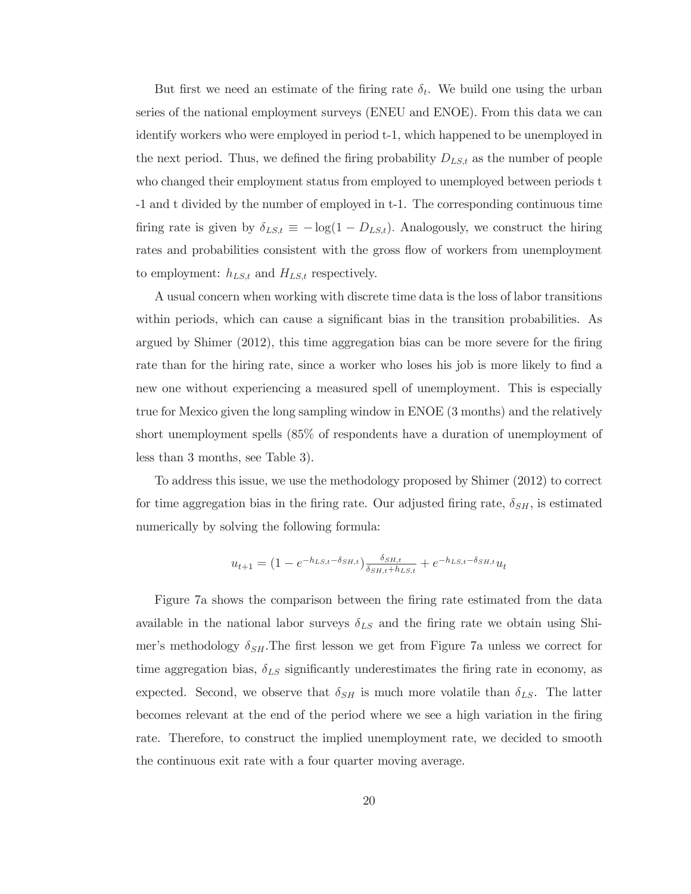But first we need an estimate of the firing rate $\delta_t$. We build one using the urban series of the national employment surveys (ENEU and ENOE). From this data we can identify workers who were employed in period t-1, which happened to be unemployed in the next period. Thus, we defined the firing probability $D_{LS,t}$ as the number of people who changed their employment status from employed to unemployed between periods t -1 and t divided by the number of employed in t-1. The corresponding continuous time firing rate is given by $\delta_{LS,t} \equiv -\log(1 - D_{LS,t})$. Analogously, we construct the hiring rates and probabilities consistent with the gross flow of workers from unemployment to employment: $h_{LS,t}$ and $H_{LS,t}$ respectively.

A usual concern when working with discrete time data is the loss of labor transitions within periods, which can cause a significant bias in the transition probabilities. As argued by Shimer (2012), this time aggregation bias can be more severe for the firing rate than for the hiring rate, since a worker who loses his job is more likely to find a new one without experiencing a measured spell of unemployment. This is especially true for Mexico given the long sampling window in ENOE (3 months) and the relatively short unemployment spells (85% of respondents have a duration of unemployment of less than 3 months, see Table 3).

To address this issue, we use the methodology proposed by Shimer (2012) to correct for time aggregation bias in the firing rate. Our adjusted firing rate, $\delta_{SH}$, is estimated numerically by solving the following formula:

$$u_{t+1} = (1 - e^{-h_{LS,t} - \delta_{SH,t}}) \frac{\delta_{SH,t}}{\delta_{SH,t} + h_{LS,t}} + e^{-h_{LS,t} - \delta_{SH,t}} u_t$$

Figure 7a shows the comparison between the firing rate estimated from the data available in the national labor surveys $\delta_{LS}$ and the firing rate we obtain using Shimer's methodology $\delta_{SH}$.The first lesson we get from Figure 7a unless we correct for time aggregation bias, $\delta_{LS}$ significantly underestimates the firing rate in economy, as expected. Second, we observe that $\delta_{SH}$ is much more volatile than $\delta_{LS}$. The latter becomes relevant at the end of the period where we see a high variation in the firing rate. Therefore, to construct the implied unemployment rate, we decided to smooth the continuous exit rate with a four quarter moving average.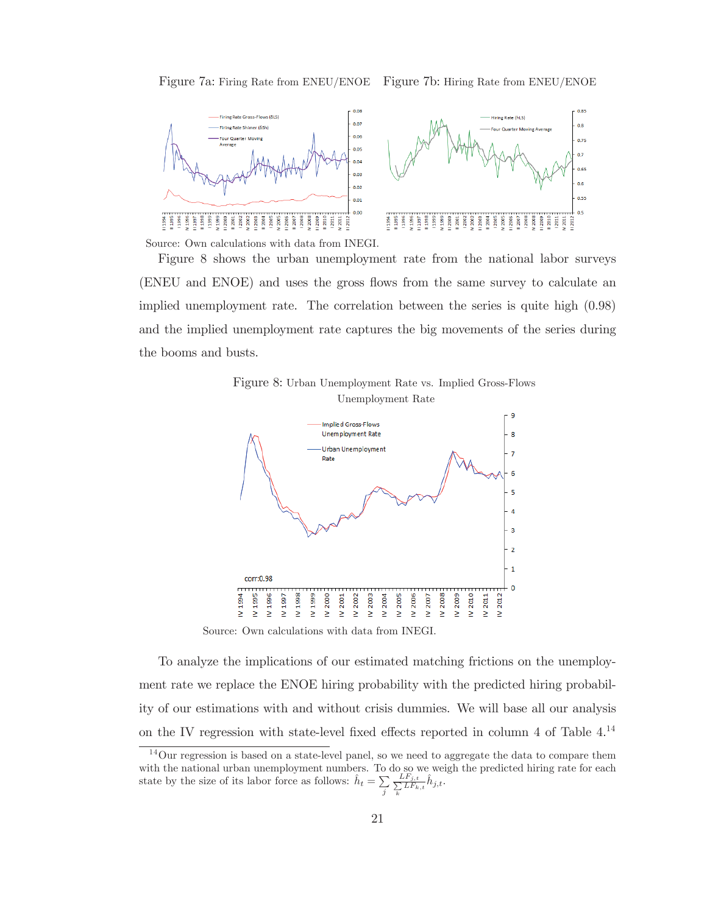Figure 7a: Firing Rate from ENEU/ENOE  Figure 7b: Hiring Rate from ENEU/ENOE

Source: Own calculations with data from INEGI.

Figure 8 shows the urban unemployment rate from the national labor surveys (ENEU and ENOE) and uses the gross flows from the same survey to calculate an implied unemployment rate. The correlation between the series is quite high (0.98) and the implied unemployment rate captures the big movements of the series during the booms and busts.

Figure 8: Urban Unemployment Rate vs. Implied Gross-Flows Unemployment Rate

Source: Own calculations with data from INEGI.

To analyze the implications of our estimated matching frictions on the unemployment rate we replace the ENOE hiring probability with the predicted hiring probability of our estimations with and without crisis dummies. We will base all our analysis on the IV regression with state-level fixed effects reported in column 4 of Table 4.[14]

[14] Our regression is based on a state-level panel, so we need to aggregate the data to compare them with the national urban unemployment numbers. To do so we weigh the predicted hiring rate for each state by the size of its labor force as follows: $\hat{h}_t = \sum_j \frac{LF_{j,t}}{\sum_k LF_{k,t}} \hat{h}_{j,t}$.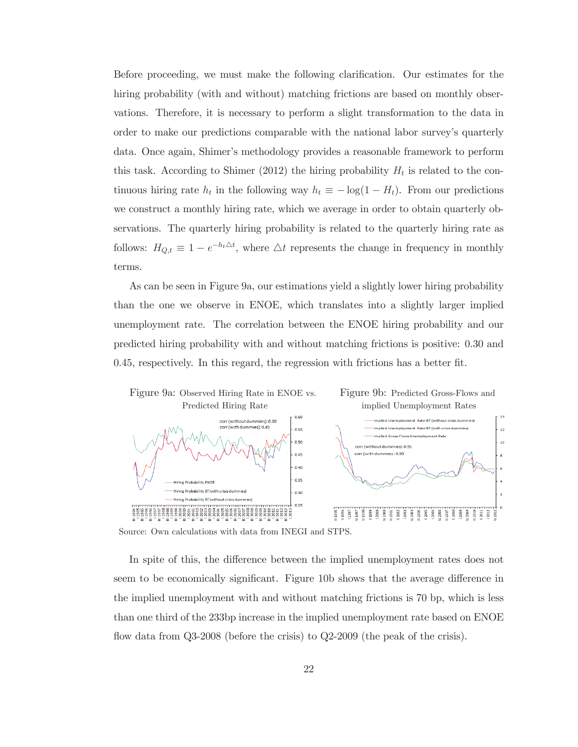Before proceeding, we must make the following clarification. Our estimates for the hiring probability (with and without) matching frictions are based on monthly observations. Therefore, it is necessary to perform a slight transformation to the data in order to make our predictions comparable with the national labor survey's quarterly data. Once again, Shimer's methodology provides a reasonable framework to perform this task. According to Shimer (2012) the hiring probability $H_t$ is related to the continuous hiring rate $h_t$ in the following way $h_t \equiv -\log(1 - H_t)$. From our predictions we construct a monthly hiring rate, which we average in order to obtain quarterly observations. The quarterly hiring probability is related to the quarterly hiring rate as follows: $H_{Q,t} \equiv 1 - e^{-h_t \triangle t}$, where $\triangle t$ represents the change in frequency in monthly terms.

As can be seen in Figure 9a, our estimations yield a slightly lower hiring probability than the one we observe in ENOE, which translates into a slightly larger implied unemployment rate. The correlation between the ENOE hiring probability and our predicted hiring probability with and without matching frictions is positive: 0.30 and 0.45, respectively. In this regard, the regression with frictions has a better fit.

Figure 9a: Observed Hiring Rate in ENOE vs. Predicted Hiring Rate

Figure 9b: Predicted Gross-Flows and implied Unemployment Rates

Source: Own calculations with data from INEGI and STPS.

In spite of this, the difference between the implied unemployment rates does not seem to be economically significant. Figure 10b shows that the average difference in the implied unemployment with and without matching frictions is 70 bp, which is less than one third of the 233bp increase in the implied unemployment rate based on ENOE flow data from Q3-2008 (before the crisis) to Q2-2009 (the peak of the crisis).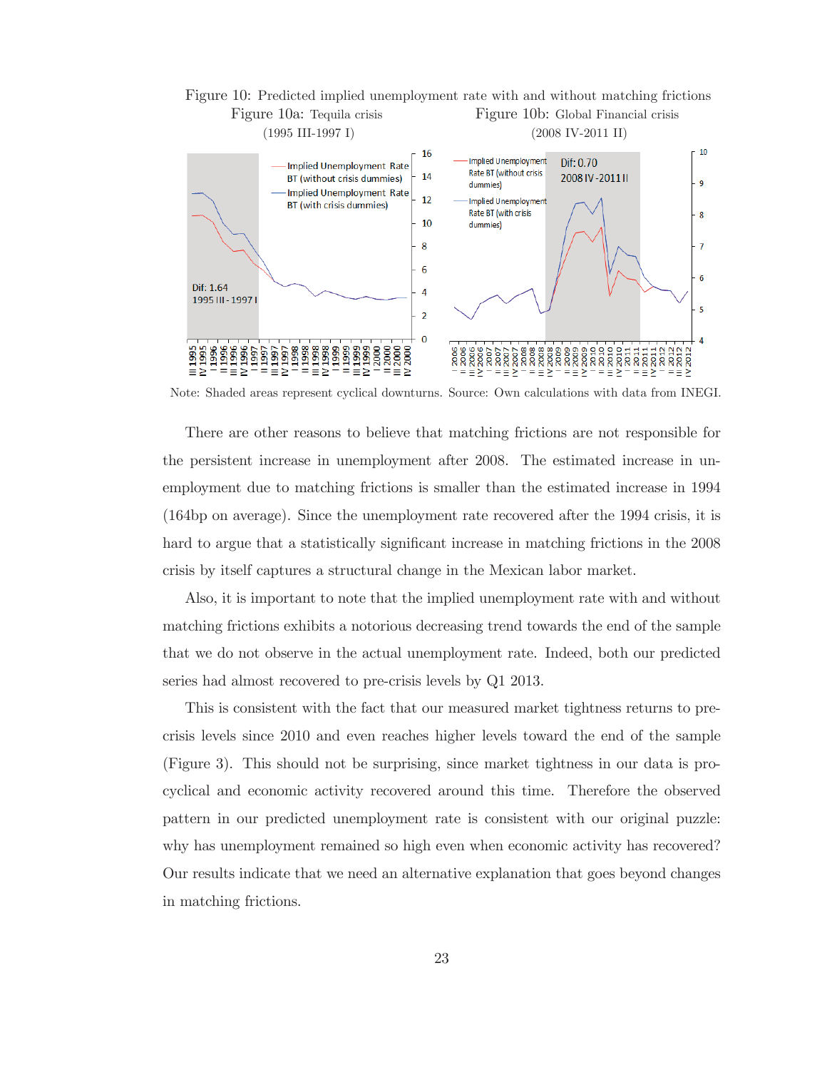Figure 10: Predicted implied unemployment rate with and without matching frictions

Figure 10a: Tequila crisis (1995 III-1997 I)

Figure 10b: Global Financial crisis (2008 IV-2011 II)

Note: Shaded areas represent cyclical downturns. Source: Own calculations with data from INEGI.

There are other reasons to believe that matching frictions are not responsible for the persistent increase in unemployment after 2008. The estimated increase in unemployment due to matching frictions is smaller than the estimated increase in 1994 (164bp on average). Since the unemployment rate recovered after the 1994 crisis, it is hard to argue that a statistically significant increase in matching frictions in the 2008 crisis by itself captures a structural change in the Mexican labor market.

Also, it is important to note that the implied unemployment rate with and without matching frictions exhibits a notorious decreasing trend towards the end of the sample that we do not observe in the actual unemployment rate. Indeed, both our predicted series had almost recovered to pre-crisis levels by Q1 2013.

This is consistent with the fact that our measured market tightness returns to pre-crisis levels since 2010 and even reaches higher levels toward the end of the sample (Figure 3). This should not be surprising, since market tightness in our data is pro-cyclical and economic activity recovered around this time. Therefore the observed pattern in our predicted unemployment rate is consistent with our original puzzle: why has unemployment remained so high even when economic activity has recovered? Our results indicate that we need an alternative explanation that goes beyond changes in matching frictions.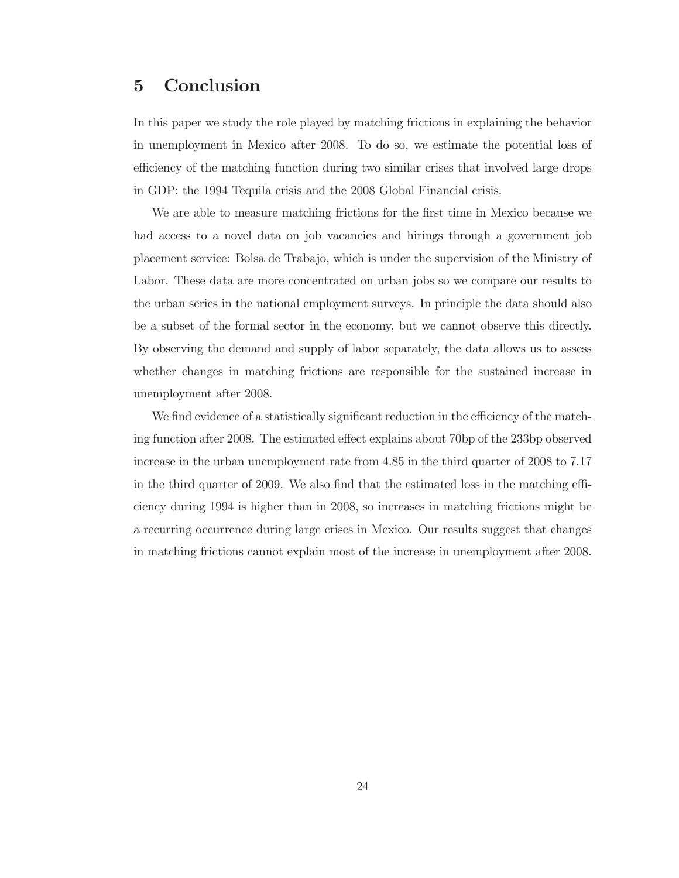# 5 Conclusion

In this paper we study the role played by matching frictions in explaining the behavior in unemployment in Mexico after 2008. To do so, we estimate the potential loss of efficiency of the matching function during two similar crises that involved large drops in GDP: the 1994 Tequila crisis and the 2008 Global Financial crisis.

We are able to measure matching frictions for the first time in Mexico because we had access to a novel data on job vacancies and hirings through a government job placement service: Bolsa de Trabajo, which is under the supervision of the Ministry of Labor. These data are more concentrated on urban jobs so we compare our results to the urban series in the national employment surveys. In principle the data should also be a subset of the formal sector in the economy, but we cannot observe this directly. By observing the demand and supply of labor separately, the data allows us to assess whether changes in matching frictions are responsible for the sustained increase in unemployment after 2008.

We find evidence of a statistically significant reduction in the efficiency of the matching function after 2008. The estimated effect explains about 70bp of the 233bp observed increase in the urban unemployment rate from 4.85 in the third quarter of 2008 to 7.17 in the third quarter of 2009. We also find that the estimated loss in the matching efficiency during 1994 is higher than in 2008, so increases in matching frictions might be a recurring occurrence during large crises in Mexico. Our results suggest that changes in matching frictions cannot explain most of the increase in unemployment after 2008.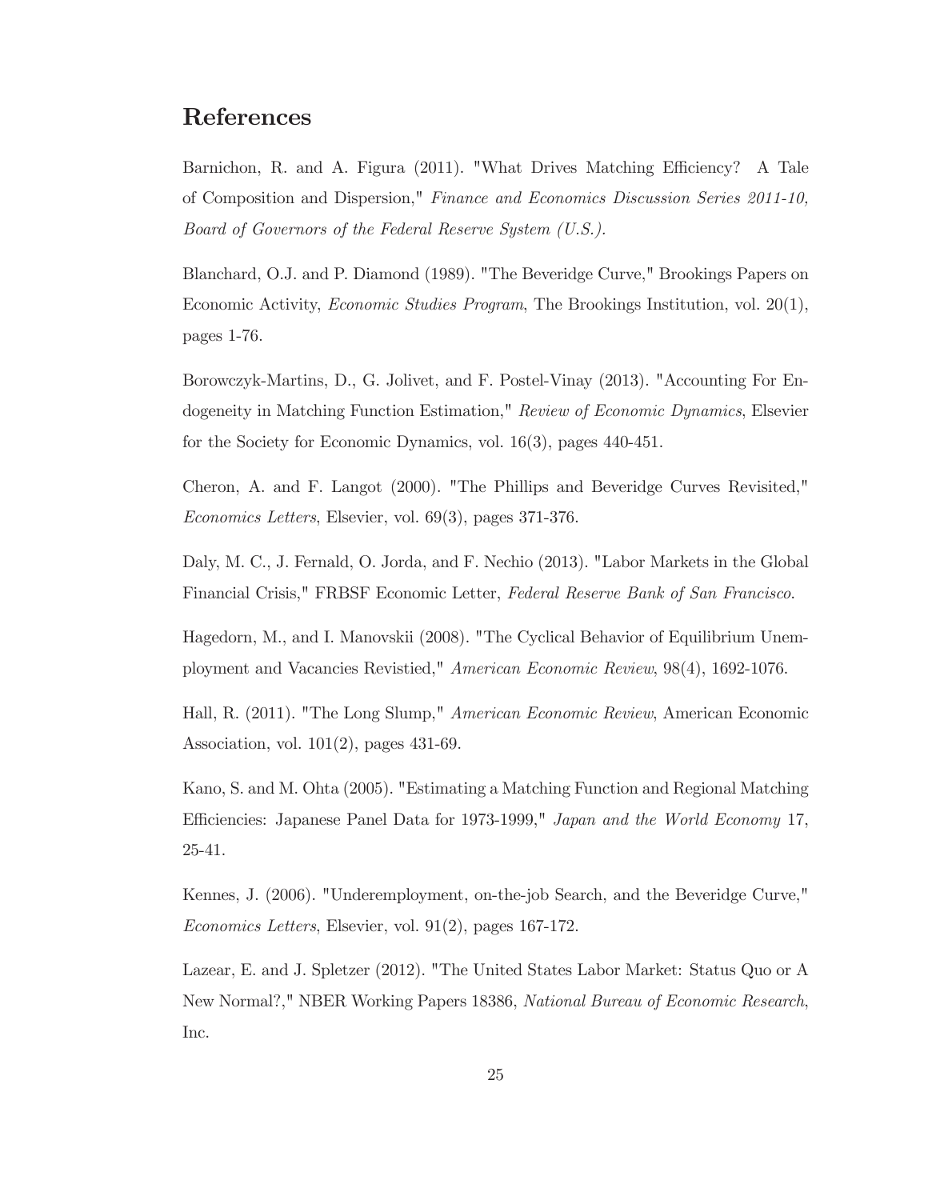## References

Barnichon, R. and A. Figura (2011). "What Drives Matching Efficiency? A Tale of Composition and Dispersion," *Finance and Economics Discussion Series 2011-10, Board of Governors of the Federal Reserve System (U.S.).*

Blanchard, O.J. and P. Diamond (1989). "The Beveridge Curve," Brookings Papers on Economic Activity, *Economic Studies Program*, The Brookings Institution, vol. 20(1), pages 1-76.

Borowczyk-Martins, D., G. Jolivet, and F. Postel-Vinay (2013). "Accounting For Endogeneity in Matching Function Estimation," *Review of Economic Dynamics*, Elsevier for the Society for Economic Dynamics, vol. 16(3), pages 440-451.

Cheron, A. and F. Langot (2000). "The Phillips and Beveridge Curves Revisited," *Economics Letters*, Elsevier, vol. 69(3), pages 371-376.

Daly, M. C., J. Fernald, O. Jorda, and F. Nechio (2013). "Labor Markets in the Global Financial Crisis," FRBSF Economic Letter, *Federal Reserve Bank of San Francisco*.

Hagedorn, M., and I. Manovskii (2008). "The Cyclical Behavior of Equilibrium Unemployment and Vacancies Revistied," *American Economic Review*, 98(4), 1692-1076.

Hall, R. (2011). "The Long Slump," *American Economic Review*, American Economic Association, vol. 101(2), pages 431-69.

Kano, S. and M. Ohta (2005). "Estimating a Matching Function and Regional Matching Efficiencies: Japanese Panel Data for 1973-1999," *Japan and the World Economy* 17, 25-41.

Kennes, J. (2006). "Underemployment, on-the-job Search, and the Beveridge Curve," *Economics Letters*, Elsevier, vol. 91(2), pages 167-172.

Lazear, E. and J. Spletzer (2012). "The United States Labor Market: Status Quo or A New Normal?," NBER Working Papers 18386, *National Bureau of Economic Research*, Inc.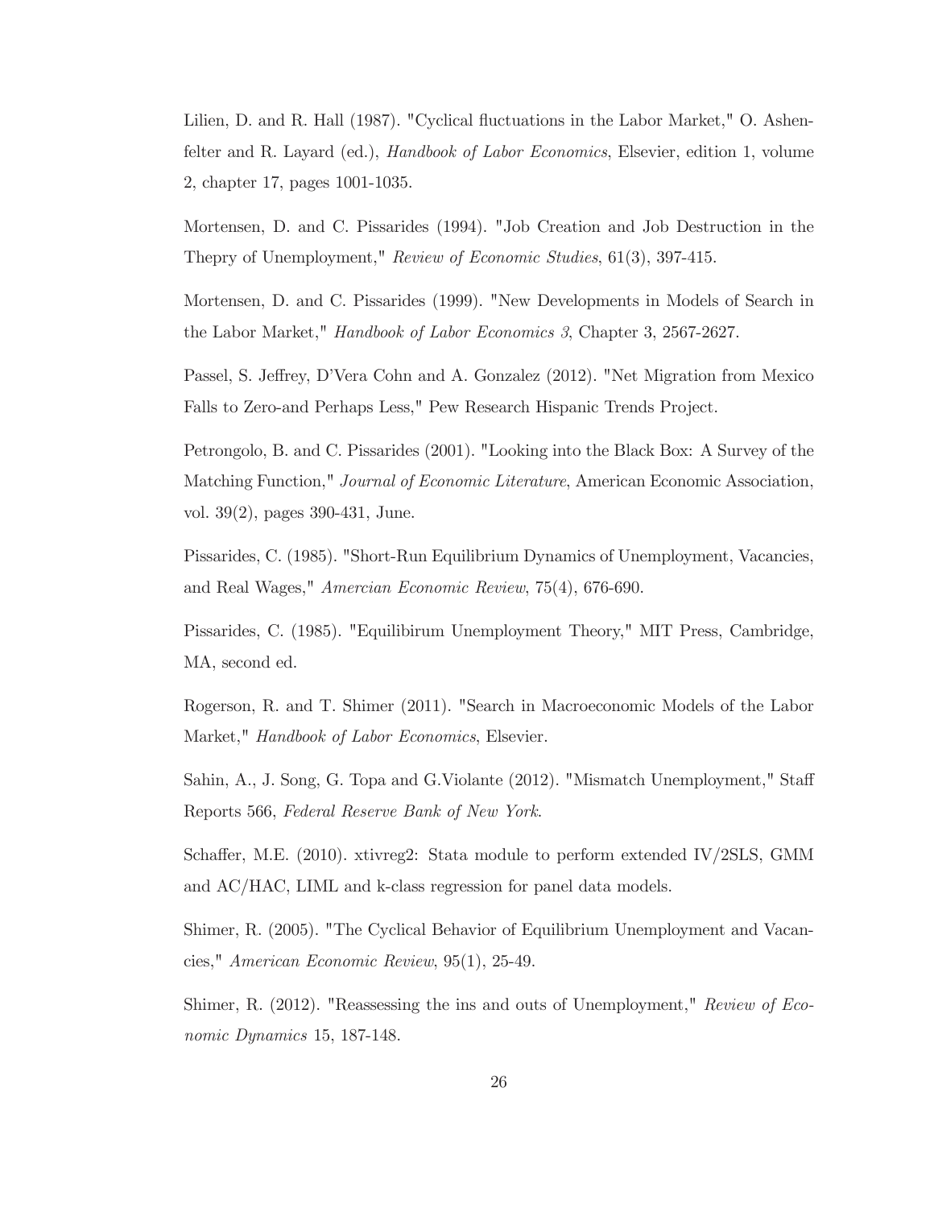Lilien, D. and R. Hall (1987). "Cyclical fluctuations in the Labor Market," O. Ashenfelter and R. Layard (ed.), *Handbook of Labor Economics*, Elsevier, edition 1, volume 2, chapter 17, pages 1001-1035.

Mortensen, D. and C. Pissarides (1994). "Job Creation and Job Destruction in the Thepry of Unemployment," *Review of Economic Studies*, 61(3), 397-415.

Mortensen, D. and C. Pissarides (1999). "New Developments in Models of Search in the Labor Market," *Handbook of Labor Economics 3*, Chapter 3, 2567-2627.

Passel, S. Jeffrey, D'Vera Cohn and A. Gonzalez (2012). "Net Migration from Mexico Falls to Zero-and Perhaps Less," Pew Research Hispanic Trends Project.

Petrongolo, B. and C. Pissarides (2001). "Looking into the Black Box: A Survey of the Matching Function," *Journal of Economic Literature*, American Economic Association, vol. 39(2), pages 390-431, June.

Pissarides, C. (1985). "Short-Run Equilibrium Dynamics of Unemployment, Vacancies, and Real Wages," *Amercian Economic Review*, 75(4), 676-690.

Pissarides, C. (1985). "Equilibirum Unemployment Theory," MIT Press, Cambridge, MA, second ed.

Rogerson, R. and T. Shimer (2011). "Search in Macroeconomic Models of the Labor Market," *Handbook of Labor Economics*, Elsevier.

Sahin, A., J. Song, G. Topa and G.Violante (2012). "Mismatch Unemployment," Staff Reports 566, *Federal Reserve Bank of New York*.

Schaffer, M.E. (2010). xtivreg2: Stata module to perform extended IV/2SLS, GMM and AC/HAC, LIML and k-class regression for panel data models.

Shimer, R. (2005). "The Cyclical Behavior of Equilibrium Unemployment and Vacancies," *American Economic Review*, 95(1), 25-49.

Shimer, R. (2012). "Reassessing the ins and outs of Unemployment," *Review of Economic Dynamics* 15, 187-148.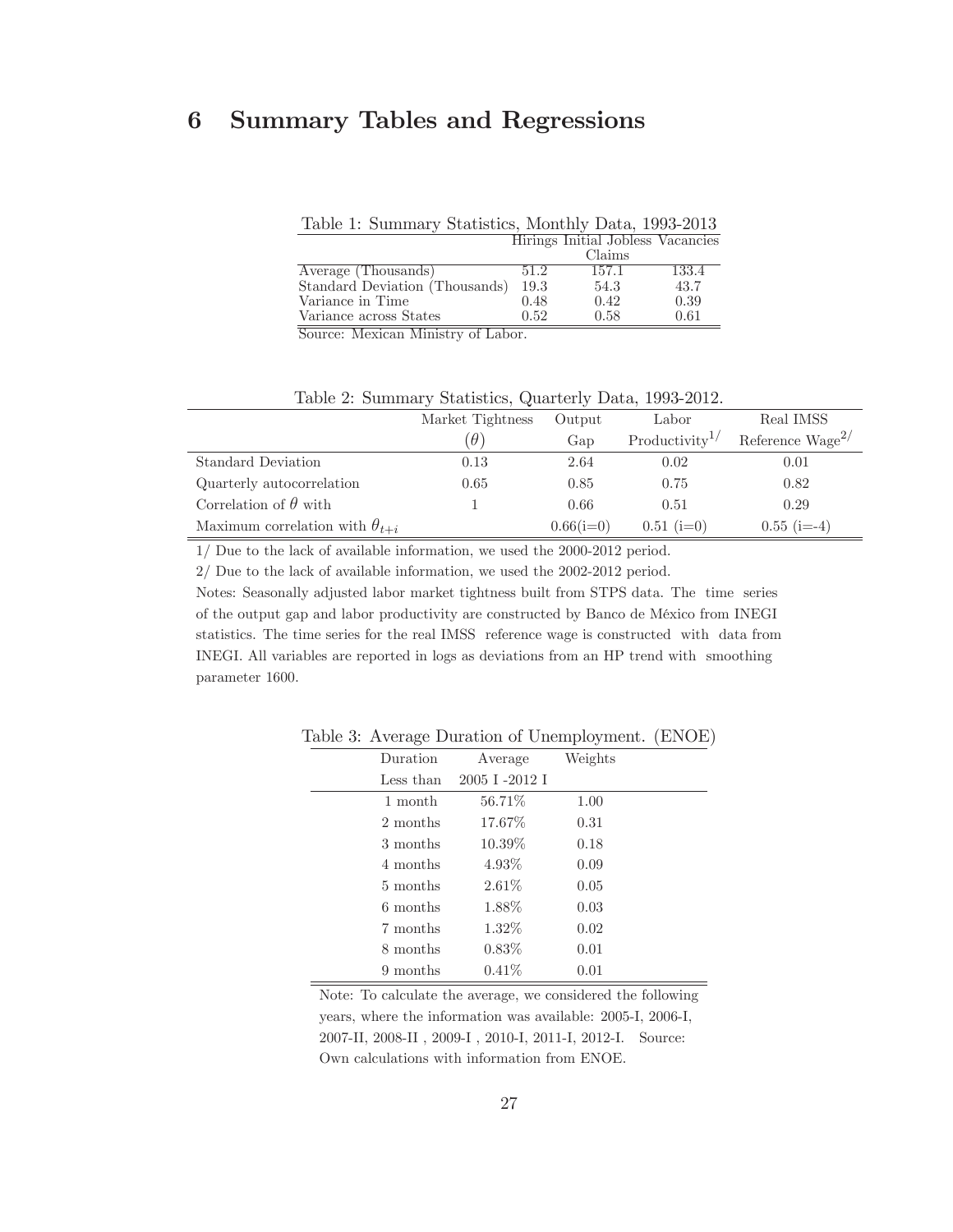# 6 Summary Tables and Regressions

Table 1: Summary Statistics, Monthly Data, 1993-2013

| | Hirings | Initial Jobless Claims | Vacancies |
|---|---|---|---|
| Average (Thousands) | 51.2 | 157.1 | 133.4 |
| Standard Deviation (Thousands) | 19.3 | 54.3 | 43.7 |
| Variance in Time | 0.48 | 0.42 | 0.39 |
| Variance across States | 0.52 | 0.58 | 0.61 |

Source: Mexican Ministry of Labor.

Table 2: Summary Statistics, Quarterly Data, 1993-2012.

| | Market Tightness ($\theta$) | Output Gap | Labor Productivity[1/] | Real IMSS Reference Wage[2/] |
|---|---|---|---|---|
| Standard Deviation | 0.13 | 2.64 | 0.02 | 0.01 |
| Quarterly autocorrelation | 0.65 | 0.85 | 0.75 | 0.82 |
| Correlation of $\theta$ with | 1 | 0.66 | 0.51 | 0.29 |
| Maximum correlation with $\theta_{t+i}$ | | 0.66(i=0) | 0.51 (i=0) | 0.55 (i=-4) |

1/ Due to the lack of available information, we used the 2000-2012 period.

2/ Due to the lack of available information, we used the 2002-2012 period.

Notes: Seasonally adjusted labor market tightness built from STPS data. The time series of the output gap and labor productivity are constructed by Banco de México from INEGI statistics. The time series for the real IMSS reference wage is constructed with data from INEGI. All variables are reported in logs as deviations from an HP trend with smoothing parameter 1600.

Table 3: Average Duration of Unemployment. (ENOE)

| Duration Less than | Average 2005 I -2012 I | Weights |
|---|---|---|
| 1 month | 56.71% | 1.00 |
| 2 months | 17.67% | 0.31 |
| 3 months | 10.39% | 0.18 |
| 4 months | 4.93% | 0.09 |
| 5 months | 2.61% | 0.05 |
| 6 months | 1.88% | 0.03 |
| 7 months | 1.32% | 0.02 |
| 8 months | 0.83% | 0.01 |
| 9 months | 0.41% | 0.01 |

Note: To calculate the average, we considered the following years, where the information was available: 2005-I, 2006-I, 2007-II, 2008-II , 2009-I , 2010-I, 2011-I, 2012-I. Source: Own calculations with information from ENOE.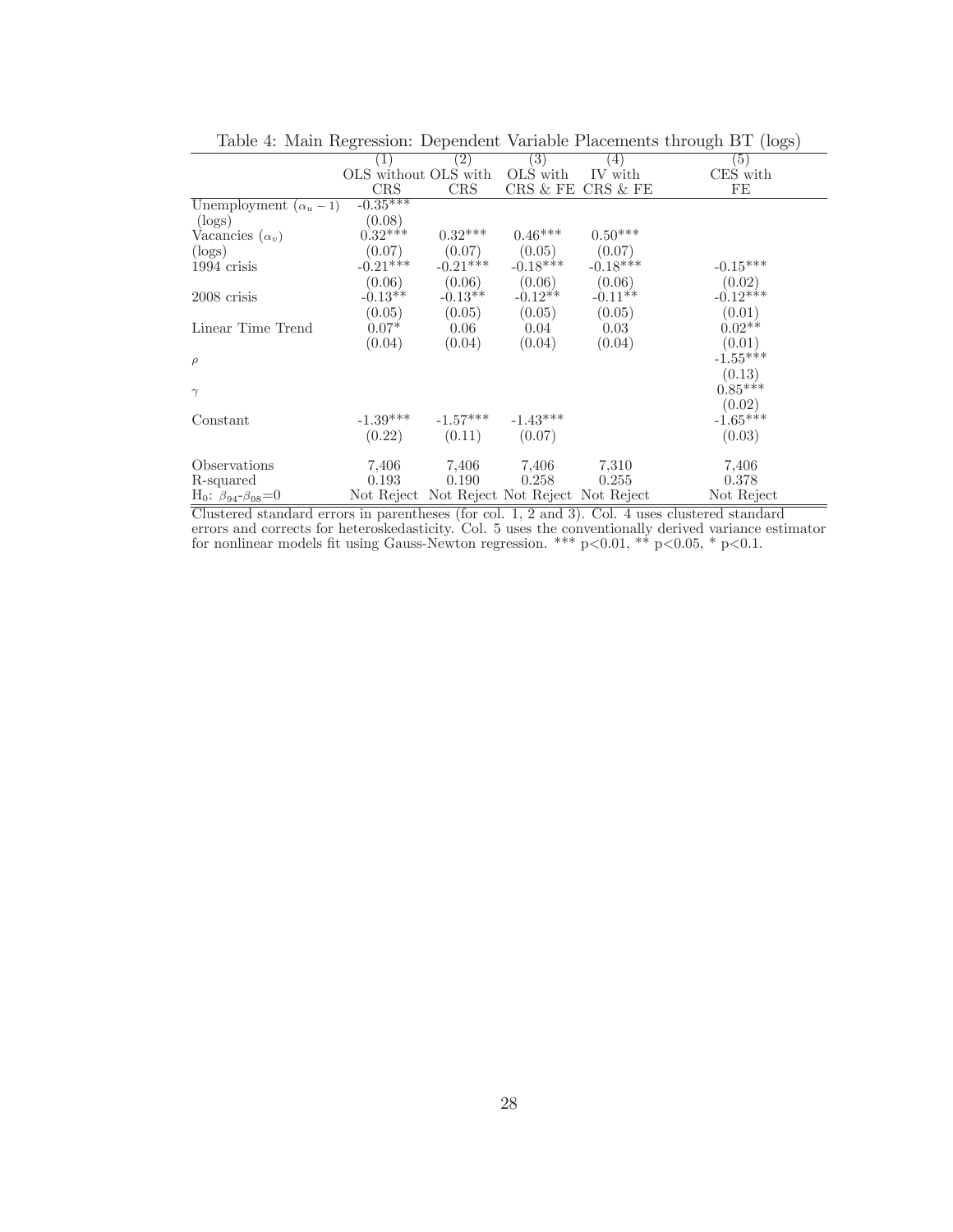Table 4: Main Regression: Dependent Variable Placements through BT (logs)

| | (1) | (2) | (3) | (4) | (5) |
|---|---|---|---|---|---|
| | OLS without CRS | OLS with CRS | OLS with CRS & FE | IV with CRS & FE | CES with FE |
| Unemployment ($\alpha_u - 1$) | -0.35*** | | | | |
| (logs) | (0.08) | | | | |
| Vacancies ($\alpha_v$) | 0.32*** | 0.32*** | 0.46*** | 0.50*** | |
| (logs) | (0.07) | (0.07) | (0.05) | (0.07) | |
| 1994 crisis | -0.21*** | -0.21*** | -0.18*** | -0.18*** | -0.15*** |
| | (0.06) | (0.06) | (0.06) | (0.06) | (0.02) |
| 2008 crisis | -0.13** | -0.13** | -0.12** | -0.11** | -0.12*** |
| | (0.05) | (0.05) | (0.05) | (0.05) | (0.01) |
| Linear Time Trend | 0.07* | 0.06 | 0.04 | 0.03 | 0.02** |
| | (0.04) | (0.04) | (0.04) | (0.04) | (0.01) |
| $\rho$ | | | | | -1.55*** |
| | | | | | (0.13) |
| $\gamma$ | | | | | 0.85*** |
| | | | | | (0.02) |
| Constant | -1.39*** | -1.57*** | -1.43*** | | -1.65*** |
| | (0.22) | (0.11) | (0.07) | | (0.03) |
| Observations | 7,406 | 7,406 | 7,406 | 7,310 | 7,406 |
| R-squared | 0.193 | 0.190 | 0.258 | 0.255 | 0.378 |
| $H_0$: $\beta_{94}$-$\beta_{08}$=0 | Not Reject | Not Reject | Not Reject | Not Reject | Not Reject |

Clustered standard errors in parentheses (for col. 1, 2 and 3). Col. 4 uses clustered standard errors and corrects for heteroskedasticity. Col. 5 uses the conventionally derived variance estimator for nonlinear models fit using Gauss-Newton regression. *** p<0.01, ** p<0.05, * p<0.1.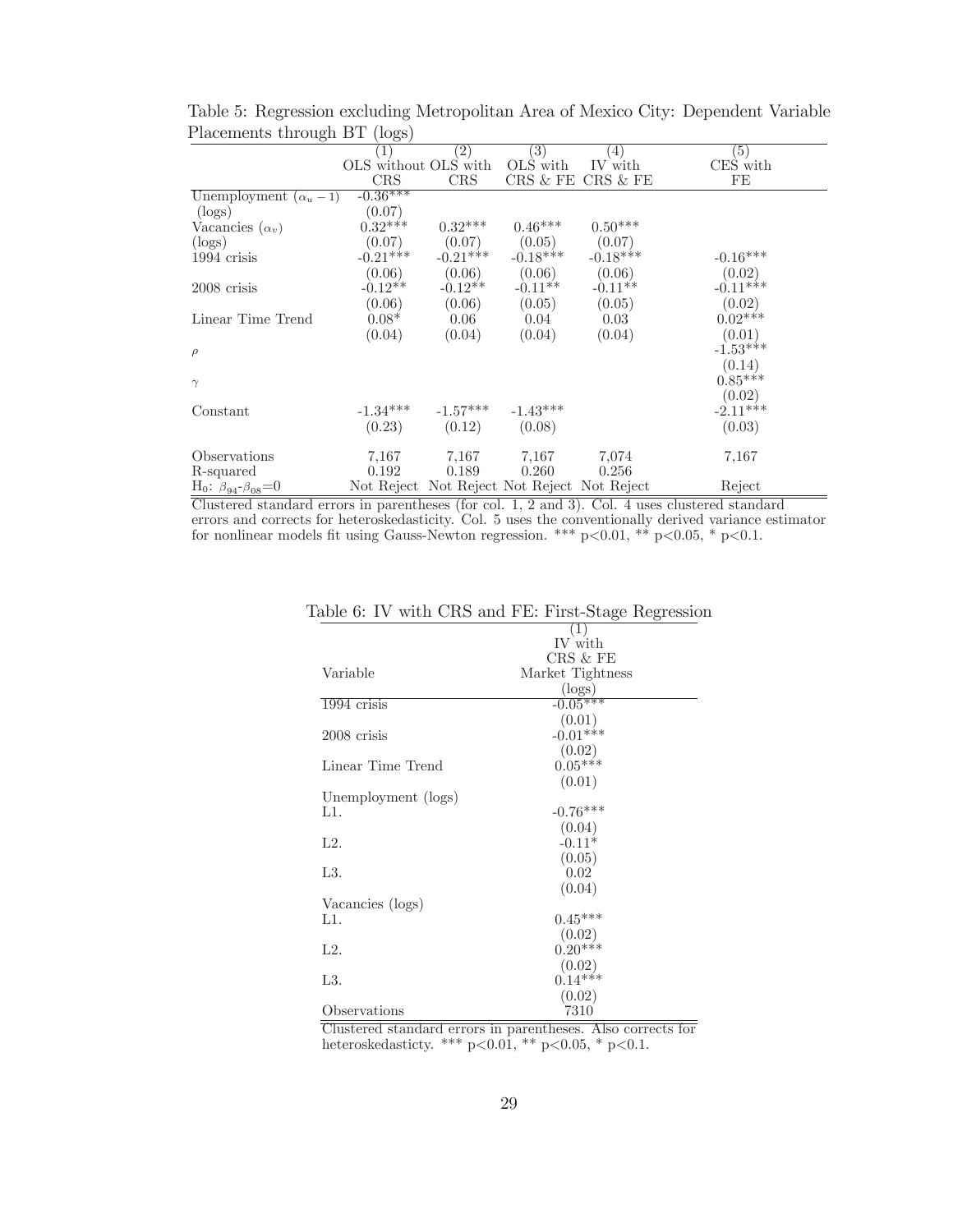Table 5: Regression excluding Metropolitan Area of Mexico City: Dependent Variable Placements through BT (logs)

| | (1) | (2) | (3) | (4) | (5) |
|---|---|---|---|---|---|
| | OLS without CRS | OLS with CRS | OLS with CRS & FE | IV with CRS & FE | CES with FE |
| Unemployment ($\alpha_u - 1$) | -0.36*** | | | | |
| (logs) | (0.07) | | | | |
| Vacancies ($\alpha_v$) | 0.32*** | 0.32*** | 0.46*** | 0.50*** | |
| (logs) | (0.07) | (0.07) | (0.05) | (0.07) | |
| 1994 crisis | -0.21*** | -0.21*** | -0.18*** | -0.18*** | -0.16*** |
| | (0.06) | (0.06) | (0.06) | (0.06) | (0.02) |
| 2008 crisis | -0.12** | -0.12** | -0.11** | -0.11** | -0.11*** |
| | (0.06) | (0.06) | (0.05) | (0.05) | (0.02) |
| Linear Time Trend | 0.08* | 0.06 | 0.04 | 0.03 | 0.02*** |
| | (0.04) | (0.04) | (0.04) | (0.04) | (0.01) |
| $\rho$ | | | | | -1.53*** |
| | | | | | (0.14) |
| $\gamma$ | | | | | 0.85*** |
| | | | | | (0.02) |
| Constant | -1.34*** | -1.57*** | -1.43*** | | -2.11*** |
| | (0.23) | (0.12) | (0.08) | | (0.03) |
| Observations | 7,167 | 7,167 | 7,167 | 7,074 | 7,167 |
| R-squared | 0.192 | 0.189 | 0.260 | 0.256 | |
| H$_0$: $\beta_{94}$-$\beta_{08}$=0 | Not Reject | Not Reject | Not Reject | Not Reject | Reject |

Clustered standard errors in parentheses (for col. 1, 2 and 3). Col. 4 uses clustered standard errors and corrects for heteroskedasticity. Col. 5 uses the conventionally derived variance estimator for nonlinear models fit using Gauss-Newton regression. *** p<0.01, ** p<0.05, * p<0.1.

Table 6: IV with CRS and FE: First-Stage Regression

| Variable | (1) IV with CRS & FE Market Tightness (logs) |
|---|---|
| 1994 crisis | -0.05*** |
| | (0.01) |
| 2008 crisis | -0.01*** |
| | (0.02) |
| Linear Time Trend | 0.05*** |
| | (0.01) |
| Unemployment (logs) | |
| L1. | -0.76*** |
| | (0.04) |
| L2. | -0.11* |
| | (0.05) |
| L3. | 0.02 |
| | (0.04) |
| Vacancies (logs) | |
| L1. | 0.45*** |
| | (0.02) |
| L2. | 0.20*** |
| | (0.02) |
| L3. | 0.14*** |
| | (0.02) |
| Observations | 7310 |

Clustered standard errors in parentheses. Also corrects for heteroskedasticty. *** p<0.01, ** p<0.05, * p<0.1.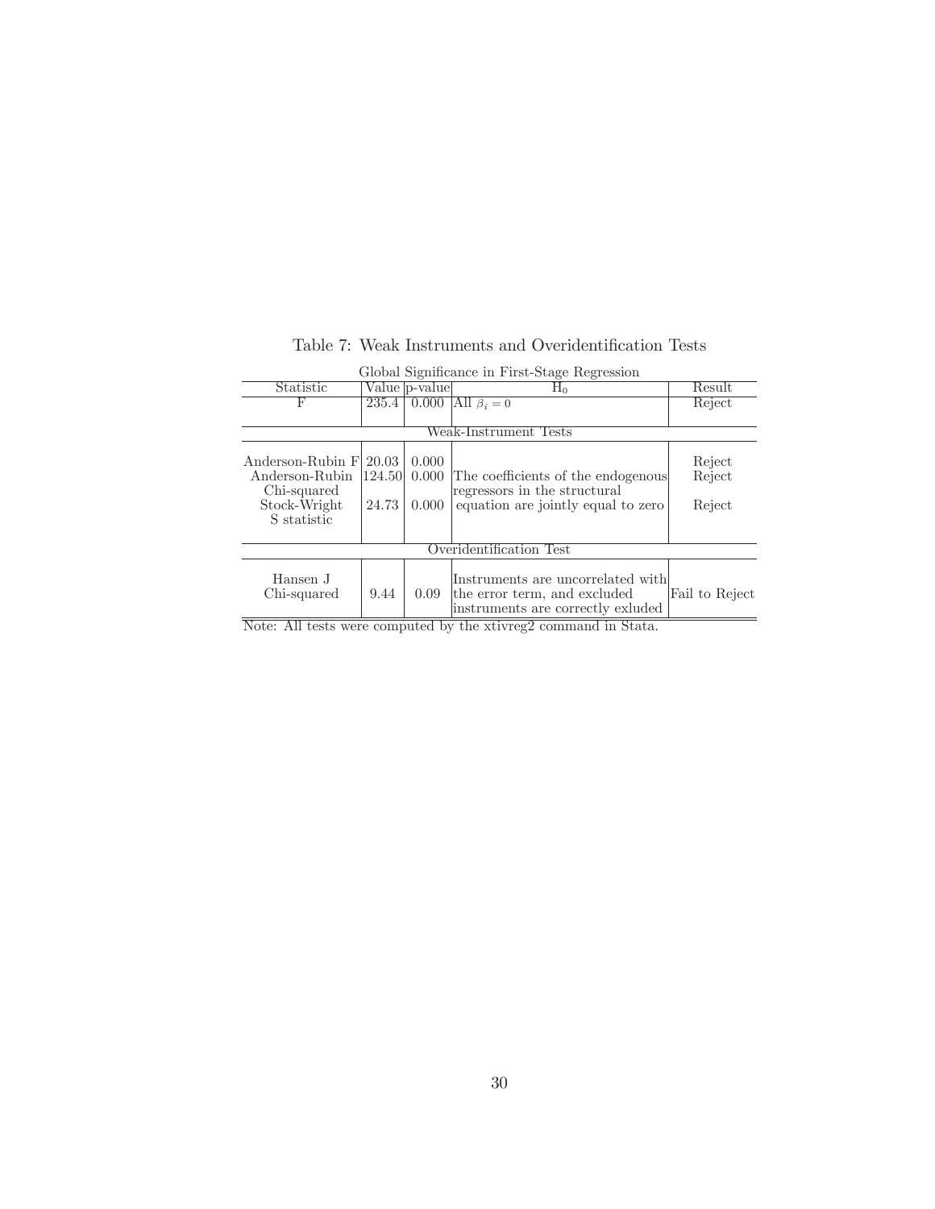Table 7: Weak Instruments and Overidentification Tests

| Statistic | Value | p-value | $H_0$ | Result |
|---|---|---|---|---|
| Global Significance in First-Stage Regression | | | | |
| F | 235.4 | 0.000 | All $\beta_i = 0$ | Reject |
| Weak-Instrument Tests | | | | |
| Anderson-Rubin F | 20.03 | 0.000 | The coefficients of the endogenous regressors in the structural equation are jointly equal to zero | Reject |
| Anderson-Rubin Chi-squared | 124.50 | 0.000 | | Reject |
| Stock-Wright S statistic | 24.73 | 0.000 | | Reject |
| Overidentification Test | | | | |
| Hansen J Chi-squared | 9.44 | 0.09 | Instruments are uncorrelated with the error term, and excluded instruments are correctly exluded | Fail to Reject |

Note: All tests were computed by the xtivreg2 command in Stata.